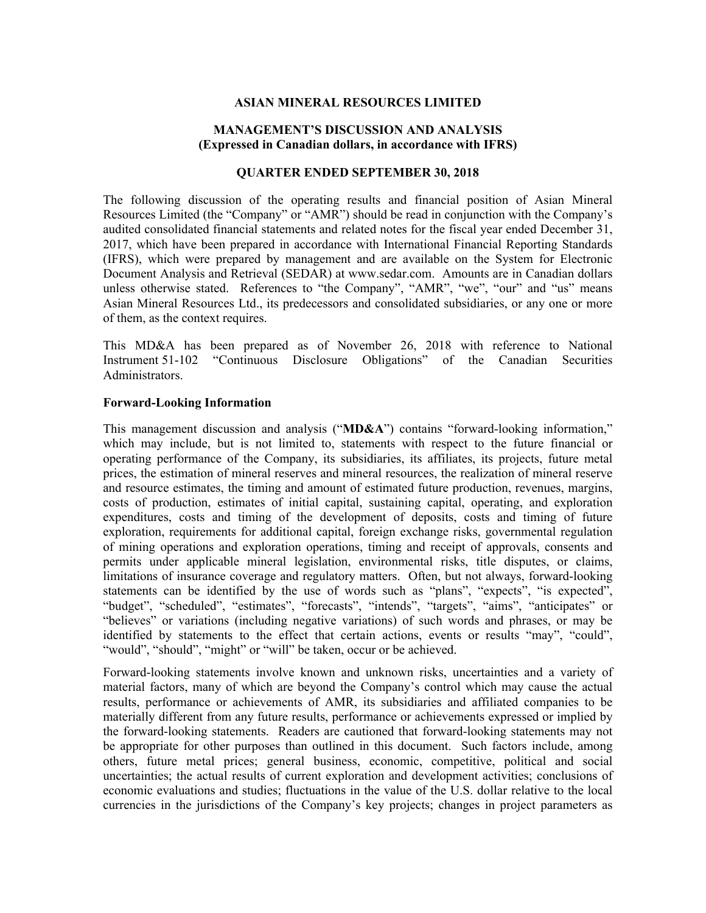# ASIAN MINERAL RESOURCES LIMITED

## MANAGEMENT'S DISCUSSION AND ANALYSIS
## (Expressed in Canadian dollars, in accordance with IFRS)

## QUARTER ENDED SEPTEMBER 30, 2018

The following discussion of the operating results and financial position of Asian Mineral Resources Limited (the "Company" or "AMR") should be read in conjunction with the Company's audited consolidated financial statements and related notes for the fiscal year ended December 31, 2017, which have been prepared in accordance with International Financial Reporting Standards (IFRS), which were prepared by management and are available on the System for Electronic Document Analysis and Retrieval (SEDAR) at www.sedar.com. Amounts are in Canadian dollars unless otherwise stated. References to "the Company", "AMR", "we", "our" and "us" means Asian Mineral Resources Ltd., its predecessors and consolidated subsidiaries, or any one or more of them, as the context requires.

This MD&A has been prepared as of November 26, 2018 with reference to National Instrument 51-102 "Continuous Disclosure Obligations" of the Canadian Securities Administrators.

**Forward-Looking Information**

This management discussion and analysis ("**MD&A**") contains "forward-looking information," which may include, but is not limited to, statements with respect to the future financial or operating performance of the Company, its subsidiaries, its affiliates, its projects, future metal prices, the estimation of mineral reserves and mineral resources, the realization of mineral reserve and resource estimates, the timing and amount of estimated future production, revenues, margins, costs of production, estimates of initial capital, sustaining capital, operating, and exploration expenditures, costs and timing of the development of deposits, costs and timing of future exploration, requirements for additional capital, foreign exchange risks, governmental regulation of mining operations and exploration operations, timing and receipt of approvals, consents and permits under applicable mineral legislation, environmental risks, title disputes, or claims, limitations of insurance coverage and regulatory matters. Often, but not always, forward-looking statements can be identified by the use of words such as "plans", "expects", "is expected", "budget", "scheduled", "estimates", "forecasts", "intends", "targets", "aims", "anticipates" or "believes" or variations (including negative variations) of such words and phrases, or may be identified by statements to the effect that certain actions, events or results "may", "could", "would", "should", "might" or "will" be taken, occur or be achieved.

Forward-looking statements involve known and unknown risks, uncertainties and a variety of material factors, many of which are beyond the Company's control which may cause the actual results, performance or achievements of AMR, its subsidiaries and affiliated companies to be materially different from any future results, performance or achievements expressed or implied by the forward-looking statements. Readers are cautioned that forward-looking statements may not be appropriate for other purposes than outlined in this document. Such factors include, among others, future metal prices; general business, economic, competitive, political and social uncertainties; the actual results of current exploration and development activities; conclusions of economic evaluations and studies; fluctuations in the value of the U.S. dollar relative to the local currencies in the jurisdictions of the Company's key projects; changes in project parameters as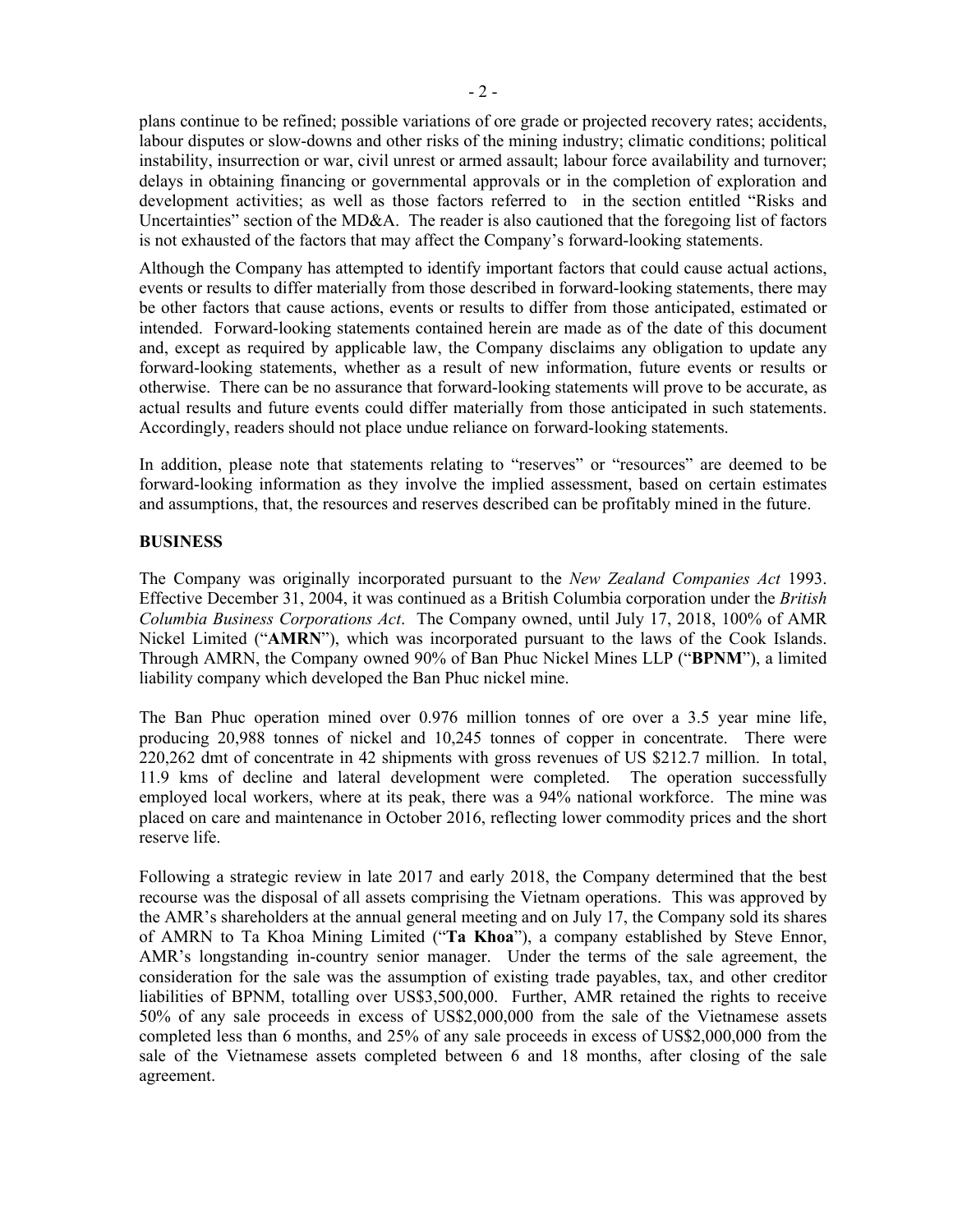plans continue to be refined; possible variations of ore grade or projected recovery rates; accidents, labour disputes or slow-downs and other risks of the mining industry; climatic conditions; political instability, insurrection or war, civil unrest or armed assault; labour force availability and turnover; delays in obtaining financing or governmental approvals or in the completion of exploration and development activities; as well as those factors referred to in the section entitled "Risks and Uncertainties" section of the MD&A. The reader is also cautioned that the foregoing list of factors is not exhausted of the factors that may affect the Company's forward-looking statements.

Although the Company has attempted to identify important factors that could cause actual actions, events or results to differ materially from those described in forward-looking statements, there may be other factors that cause actions, events or results to differ from those anticipated, estimated or intended. Forward-looking statements contained herein are made as of the date of this document and, except as required by applicable law, the Company disclaims any obligation to update any forward-looking statements, whether as a result of new information, future events or results or otherwise. There can be no assurance that forward-looking statements will prove to be accurate, as actual results and future events could differ materially from those anticipated in such statements. Accordingly, readers should not place undue reliance on forward-looking statements.

In addition, please note that statements relating to "reserves" or "resources" are deemed to be forward-looking information as they involve the implied assessment, based on certain estimates and assumptions, that, the resources and reserves described can be profitably mined in the future.

**BUSINESS**

The Company was originally incorporated pursuant to the *New Zealand Companies Act* 1993. Effective December 31, 2004, it was continued as a British Columbia corporation under the *British Columbia Business Corporations Act*. The Company owned, until July 17, 2018, 100% of AMR Nickel Limited ("**AMRN**"), which was incorporated pursuant to the laws of the Cook Islands. Through AMRN, the Company owned 90% of Ban Phuc Nickel Mines LLP ("**BPNM**"), a limited liability company which developed the Ban Phuc nickel mine.

The Ban Phuc operation mined over 0.976 million tonnes of ore over a 3.5 year mine life, producing 20,988 tonnes of nickel and 10,245 tonnes of copper in concentrate. There were 220,262 dmt of concentrate in 42 shipments with gross revenues of US $212.7 million. In total, 11.9 kms of decline and lateral development were completed. The operation successfully employed local workers, where at its peak, there was a 94% national workforce. The mine was placed on care and maintenance in October 2016, reflecting lower commodity prices and the short reserve life.

Following a strategic review in late 2017 and early 2018, the Company determined that the best recourse was the disposal of all assets comprising the Vietnam operations. This was approved by the AMR's shareholders at the annual general meeting and on July 17, the Company sold its shares of AMRN to Ta Khoa Mining Limited ("**Ta Khoa**"), a company established by Steve Ennor, AMR's longstanding in-country senior manager. Under the terms of the sale agreement, the consideration for the sale was the assumption of existing trade payables, tax, and other creditor liabilities of BPNM, totalling over US$3,500,000. Further, AMR retained the rights to receive 50% of any sale proceeds in excess of US$2,000,000 from the sale of the Vietnamese assets completed less than 6 months, and 25% of any sale proceeds in excess of US$2,000,000 from the sale of the Vietnamese assets completed between 6 and 18 months, after closing of the sale agreement.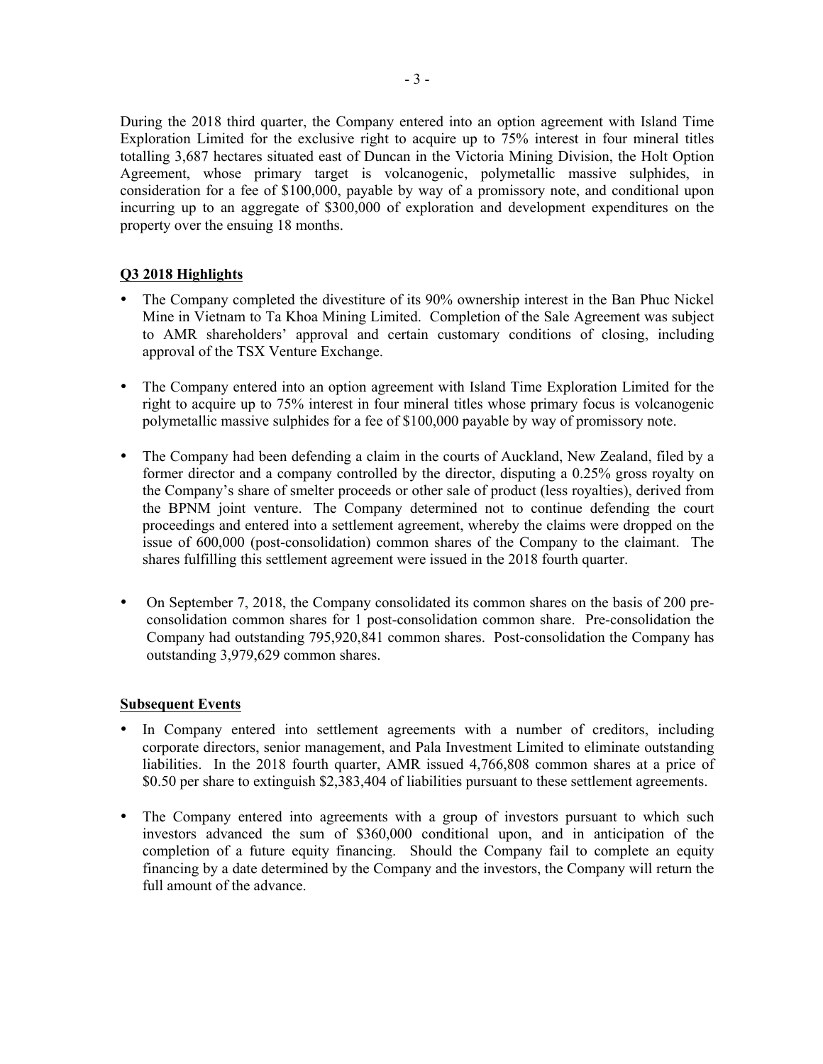During the 2018 third quarter, the Company entered into an option agreement with Island Time Exploration Limited for the exclusive right to acquire up to 75% interest in four mineral titles totalling 3,687 hectares situated east of Duncan in the Victoria Mining Division, the Holt Option Agreement, whose primary target is volcanogenic, polymetallic massive sulphides, in consideration for a fee of $100,000, payable by way of a promissory note, and conditional upon incurring up to an aggregate of $300,000 of exploration and development expenditures on the property over the ensuing 18 months.

**Q3 2018 Highlights**

- The Company completed the divestiture of its 90% ownership interest in the Ban Phuc Nickel Mine in Vietnam to Ta Khoa Mining Limited. Completion of the Sale Agreement was subject to AMR shareholders' approval and certain customary conditions of closing, including approval of the TSX Venture Exchange.
- The Company entered into an option agreement with Island Time Exploration Limited for the right to acquire up to 75% interest in four mineral titles whose primary focus is volcanogenic polymetallic massive sulphides for a fee of $100,000 payable by way of promissory note.
- The Company had been defending a claim in the courts of Auckland, New Zealand, filed by a former director and a company controlled by the director, disputing a 0.25% gross royalty on the Company's share of smelter proceeds or other sale of product (less royalties), derived from the BPNM joint venture. The Company determined not to continue defending the court proceedings and entered into a settlement agreement, whereby the claims were dropped on the issue of 600,000 (post-consolidation) common shares of the Company to the claimant. The shares fulfilling this settlement agreement were issued in the 2018 fourth quarter.
- On September 7, 2018, the Company consolidated its common shares on the basis of 200 pre-consolidation common shares for 1 post-consolidation common share. Pre-consolidation the Company had outstanding 795,920,841 common shares. Post-consolidation the Company has outstanding 3,979,629 common shares.

**Subsequent Events**

- In Company entered into settlement agreements with a number of creditors, including corporate directors, senior management, and Pala Investment Limited to eliminate outstanding liabilities. In the 2018 fourth quarter, AMR issued 4,766,808 common shares at a price of $0.50 per share to extinguish $2,383,404 of liabilities pursuant to these settlement agreements.
- The Company entered into agreements with a group of investors pursuant to which such investors advanced the sum of $360,000 conditional upon, and in anticipation of the completion of a future equity financing. Should the Company fail to complete an equity financing by a date determined by the Company and the investors, the Company will return the full amount of the advance.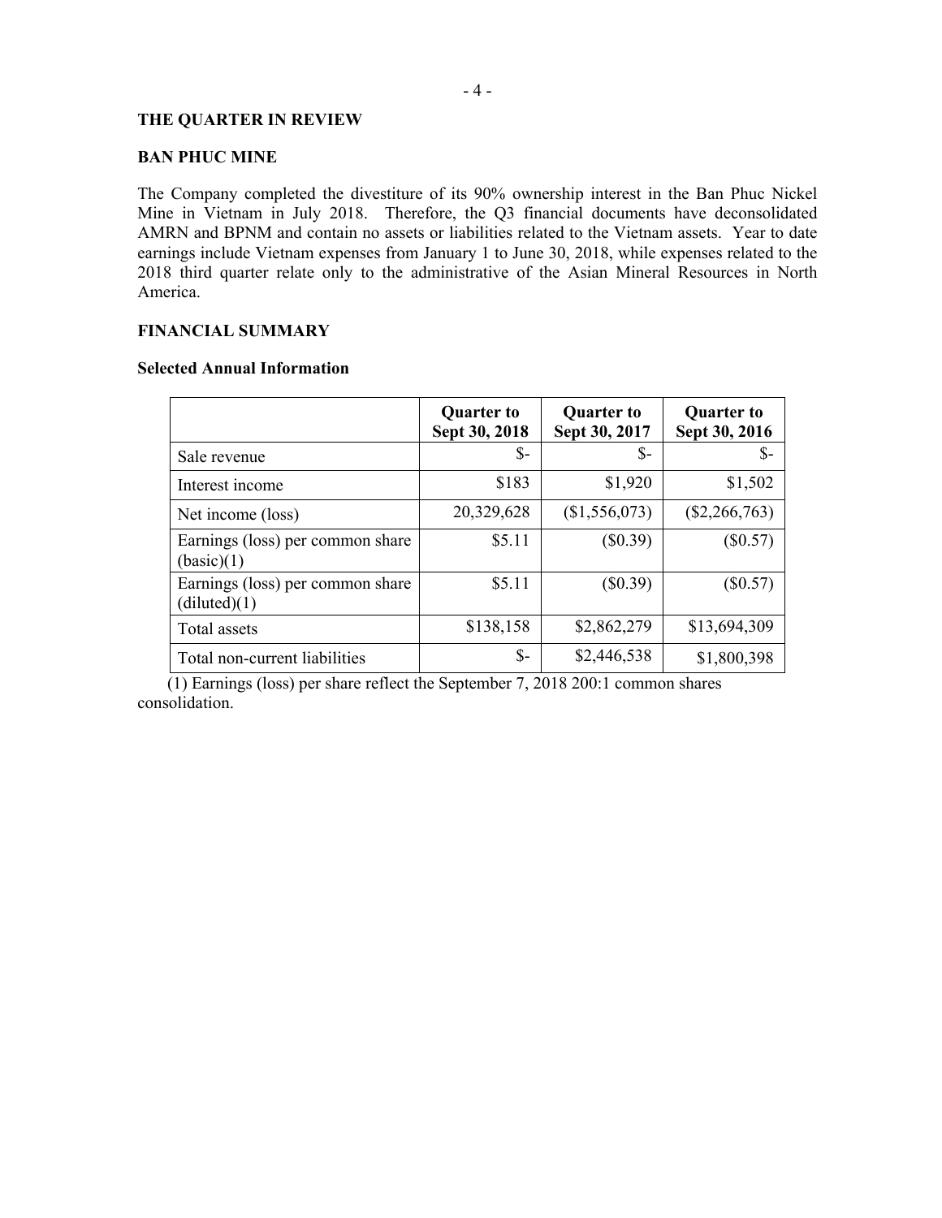## THE QUARTER IN REVIEW

### BAN PHUC MINE

The Company completed the divestiture of its 90% ownership interest in the Ban Phuc Nickel Mine in Vietnam in July 2018. Therefore, the Q3 financial documents have deconsolidated AMRN and BPNM and contain no assets or liabilities related to the Vietnam assets. Year to date earnings include Vietnam expenses from January 1 to June 30, 2018, while expenses related to the 2018 third quarter relate only to the administrative of the Asian Mineral Resources in North America.

## FINANCIAL SUMMARY

### Selected Annual Information

| | Quarter to Sept 30, 2018 | Quarter to Sept 30, 2017 | Quarter to Sept 30, 2016 |
|---|---|---|---|
| Sale revenue | $- | $- | $- |
| Interest income | $183 | $1,920 | $1,502 |
| Net income (loss) | 20,329,628 | ($1,556,073) | ($2,266,763) |
| Earnings (loss) per common share (basic)(1) | $5.11 | ($0.39) | ($0.57) |
| Earnings (loss) per common share (diluted)(1) | $5.11 | ($0.39) | ($0.57) |
| Total assets | $138,158 | $2,862,279 | $13,694,309 |
| Total non-current liabilities | $- | $2,446,538 | $1,800,398 |

(1) Earnings (loss) per share reflect the September 7, 2018 200:1 common shares consolidation.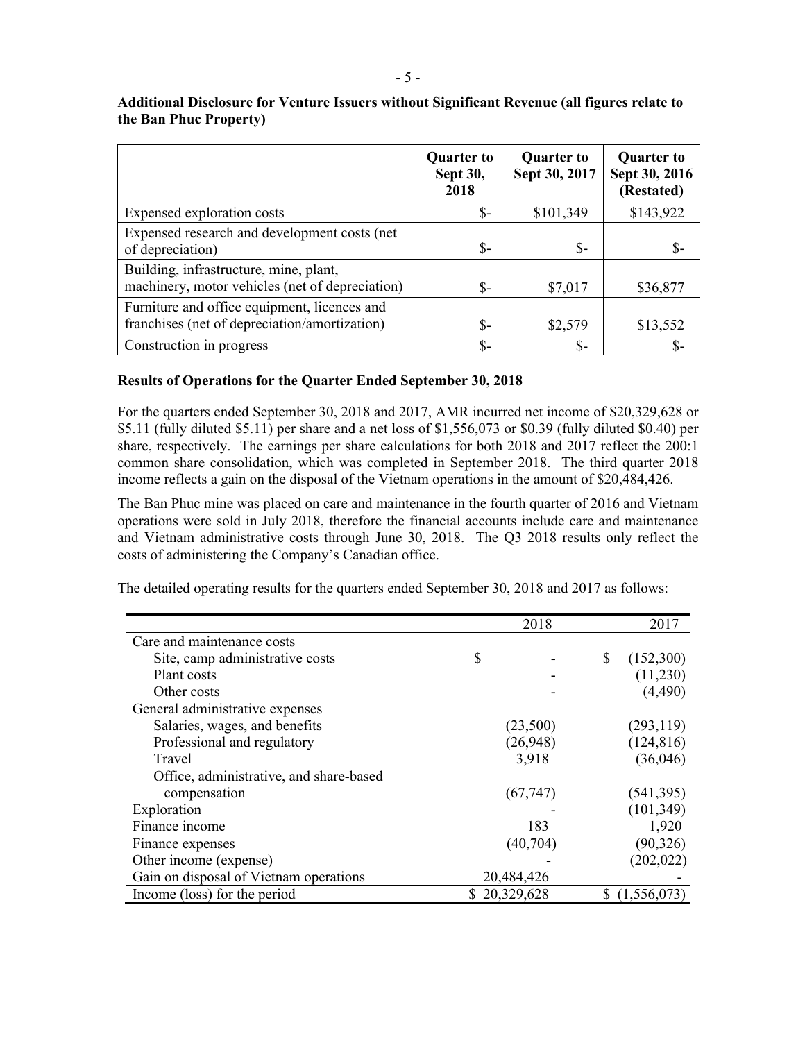**Additional Disclosure for Venture Issuers without Significant Revenue (all figures relate to the Ban Phuc Property)**

| | Quarter to Sept 30, 2018 | Quarter to Sept 30, 2017 | Quarter to Sept 30, 2016 (Restated) |
|---|---|---|---|
| Expensed exploration costs | $- | $101,349 | $143,922 |
| Expensed research and development costs (net of depreciation) | $- | $- | $- |
| Building, infrastructure, mine, plant, machinery, motor vehicles (net of depreciation) | $- | $7,017 | $36,877 |
| Furniture and office equipment, licences and franchises (net of depreciation/amortization) | $- | $2,579 | $13,552 |
| Construction in progress | $- | $- | $- |

**Results of Operations for the Quarter Ended September 30, 2018**

For the quarters ended September 30, 2018 and 2017, AMR incurred net income of $20,329,628 or $5.11 (fully diluted $5.11) per share and a net loss of $1,556,073 or $0.39 (fully diluted $0.40) per share, respectively. The earnings per share calculations for both 2018 and 2017 reflect the 200:1 common share consolidation, which was completed in September 2018. The third quarter 2018 income reflects a gain on the disposal of the Vietnam operations in the amount of $20,484,426.

The Ban Phuc mine was placed on care and maintenance in the fourth quarter of 2016 and Vietnam operations were sold in July 2018, therefore the financial accounts include care and maintenance and Vietnam administrative costs through June 30, 2018. The Q3 2018 results only reflect the costs of administering the Company's Canadian office.

The detailed operating results for the quarters ended September 30, 2018 and 2017 as follows:

| | 2018 | 2017 |
|---|---|---|
| Care and maintenance costs | | |
| Site, camp administrative costs | $ - | $ (152,300) |
| Plant costs | - | (11,230) |
| Other costs | - | (4,490) |
| General administrative expenses | | |
| Salaries, wages, and benefits | (23,500) | (293,119) |
| Professional and regulatory | (26,948) | (124,816) |
| Travel | 3,918 | (36,046) |
| Office, administrative, and share-based compensation | (67,747) | (541,395) |
| Exploration | - | (101,349) |
| Finance income | 183 | 1,920 |
| Finance expenses | (40,704) | (90,326) |
| Other income (expense) | - | (202,022) |
| Gain on disposal of Vietnam operations | 20,484,426 | - |
| Income (loss) for the period | $ 20,329,628 | $ (1,556,073) |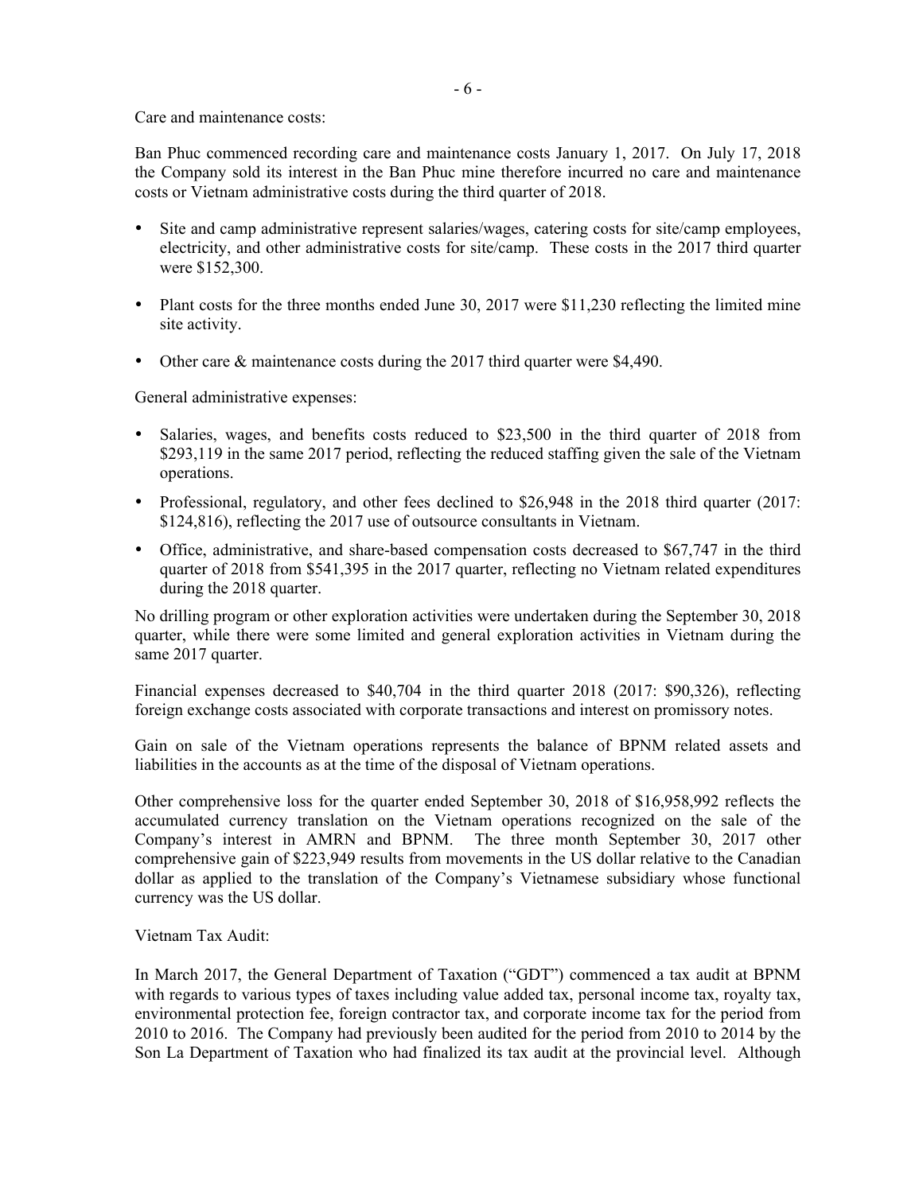Care and maintenance costs:

Ban Phuc commenced recording care and maintenance costs January 1, 2017. On July 17, 2018 the Company sold its interest in the Ban Phuc mine therefore incurred no care and maintenance costs or Vietnam administrative costs during the third quarter of 2018.

- Site and camp administrative represent salaries/wages, catering costs for site/camp employees, electricity, and other administrative costs for site/camp. These costs in the 2017 third quarter were $152,300.
- Plant costs for the three months ended June 30, 2017 were $11,230 reflecting the limited mine site activity.
- Other care & maintenance costs during the 2017 third quarter were $4,490.

General administrative expenses:

- Salaries, wages, and benefits costs reduced to $23,500 in the third quarter of 2018 from $293,119 in the same 2017 period, reflecting the reduced staffing given the sale of the Vietnam operations.
- Professional, regulatory, and other fees declined to $26,948 in the 2018 third quarter (2017: $124,816), reflecting the 2017 use of outsource consultants in Vietnam.
- Office, administrative, and share-based compensation costs decreased to $67,747 in the third quarter of 2018 from $541,395 in the 2017 quarter, reflecting no Vietnam related expenditures during the 2018 quarter.

No drilling program or other exploration activities were undertaken during the September 30, 2018 quarter, while there were some limited and general exploration activities in Vietnam during the same 2017 quarter.

Financial expenses decreased to $40,704 in the third quarter 2018 (2017: $90,326), reflecting foreign exchange costs associated with corporate transactions and interest on promissory notes.

Gain on sale of the Vietnam operations represents the balance of BPNM related assets and liabilities in the accounts as at the time of the disposal of Vietnam operations.

Other comprehensive loss for the quarter ended September 30, 2018 of $16,958,992 reflects the accumulated currency translation on the Vietnam operations recognized on the sale of the Company's interest in AMRN and BPNM. The three month September 30, 2017 other comprehensive gain of $223,949 results from movements in the US dollar relative to the Canadian dollar as applied to the translation of the Company's Vietnamese subsidiary whose functional currency was the US dollar.

Vietnam Tax Audit:

In March 2017, the General Department of Taxation ("GDT") commenced a tax audit at BPNM with regards to various types of taxes including value added tax, personal income tax, royalty tax, environmental protection fee, foreign contractor tax, and corporate income tax for the period from 2010 to 2016. The Company had previously been audited for the period from 2010 to 2014 by the Son La Department of Taxation who had finalized its tax audit at the provincial level. Although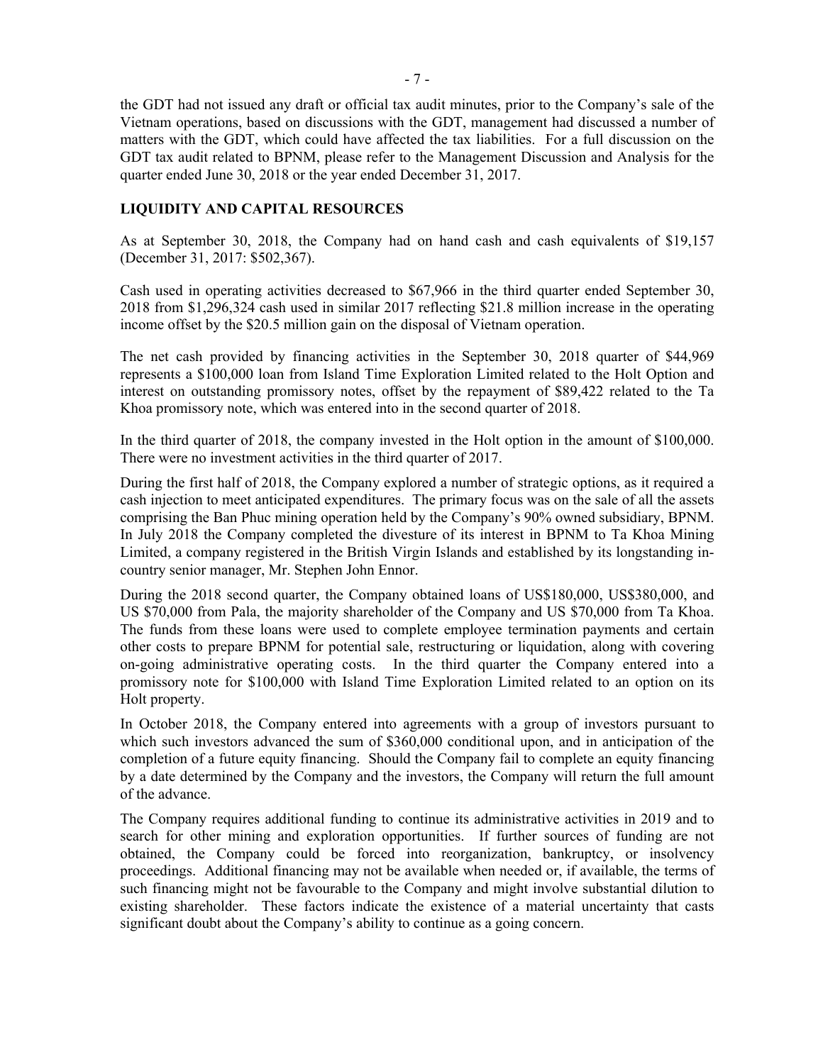the GDT had not issued any draft or official tax audit minutes, prior to the Company's sale of the Vietnam operations, based on discussions with the GDT, management had discussed a number of matters with the GDT, which could have affected the tax liabilities. For a full discussion on the GDT tax audit related to BPNM, please refer to the Management Discussion and Analysis for the quarter ended June 30, 2018 or the year ended December 31, 2017.

## LIQUIDITY AND CAPITAL RESOURCES

As at September 30, 2018, the Company had on hand cash and cash equivalents of $19,157 (December 31, 2017: $502,367).

Cash used in operating activities decreased to $67,966 in the third quarter ended September 30, 2018 from $1,296,324 cash used in similar 2017 reflecting $21.8 million increase in the operating income offset by the $20.5 million gain on the disposal of Vietnam operation.

The net cash provided by financing activities in the September 30, 2018 quarter of $44,969 represents a $100,000 loan from Island Time Exploration Limited related to the Holt Option and interest on outstanding promissory notes, offset by the repayment of $89,422 related to the Ta Khoa promissory note, which was entered into in the second quarter of 2018.

In the third quarter of 2018, the company invested in the Holt option in the amount of $100,000. There were no investment activities in the third quarter of 2017.

During the first half of 2018, the Company explored a number of strategic options, as it required a cash injection to meet anticipated expenditures. The primary focus was on the sale of all the assets comprising the Ban Phuc mining operation held by the Company's 90% owned subsidiary, BPNM. In July 2018 the Company completed the divesture of its interest in BPNM to Ta Khoa Mining Limited, a company registered in the British Virgin Islands and established by its longstanding in-country senior manager, Mr. Stephen John Ennor.

During the 2018 second quarter, the Company obtained loans of US$180,000, US$380,000, and US $70,000 from Pala, the majority shareholder of the Company and US $70,000 from Ta Khoa. The funds from these loans were used to complete employee termination payments and certain other costs to prepare BPNM for potential sale, restructuring or liquidation, along with covering on-going administrative operating costs. In the third quarter the Company entered into a promissory note for $100,000 with Island Time Exploration Limited related to an option on its Holt property.

In October 2018, the Company entered into agreements with a group of investors pursuant to which such investors advanced the sum of $360,000 conditional upon, and in anticipation of the completion of a future equity financing. Should the Company fail to complete an equity financing by a date determined by the Company and the investors, the Company will return the full amount of the advance.

The Company requires additional funding to continue its administrative activities in 2019 and to search for other mining and exploration opportunities. If further sources of funding are not obtained, the Company could be forced into reorganization, bankruptcy, or insolvency proceedings. Additional financing may not be available when needed or, if available, the terms of such financing might not be favourable to the Company and might involve substantial dilution to existing shareholder. These factors indicate the existence of a material uncertainty that casts significant doubt about the Company's ability to continue as a going concern.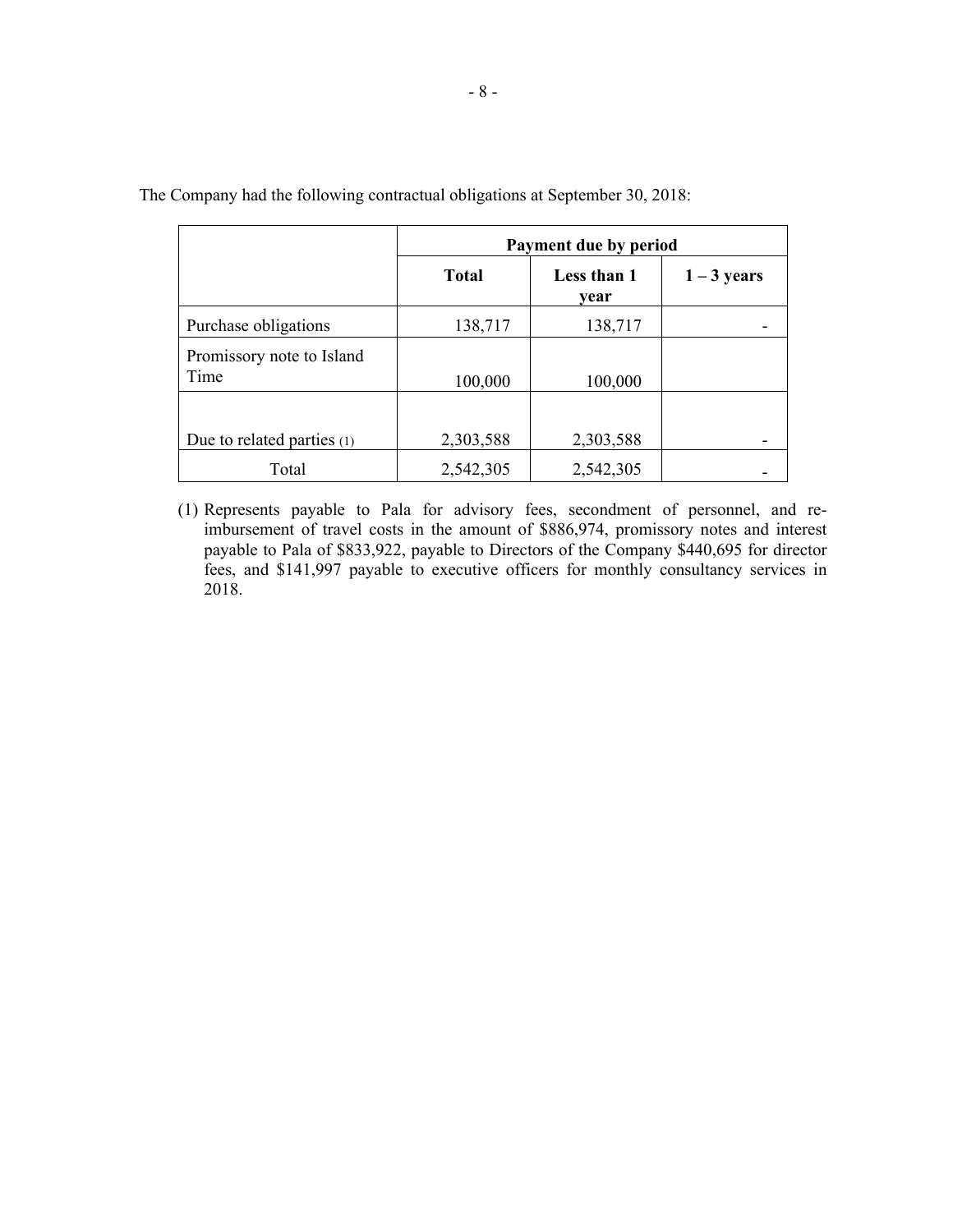The Company had the following contractual obligations at September 30, 2018:

| | Payment due by period | | |
|---|---|---|---|
| | **Total** | **Less than 1 year** | **1 – 3 years** |
| Purchase obligations | 138,717 | 138,717 | - |
| Promissory note to Island Time | 100,000 | 100,000 | |
| Due to related parties (1) | 2,303,588 | 2,303,588 | - |
| Total | 2,542,305 | 2,542,305 | - |

(1) Represents payable to Pala for advisory fees, secondment of personnel, and re-imbursement of travel costs in the amount of $886,974, promissory notes and interest payable to Pala of $833,922, payable to Directors of the Company $440,695 for director fees, and $141,997 payable to executive officers for monthly consultancy services in 2018.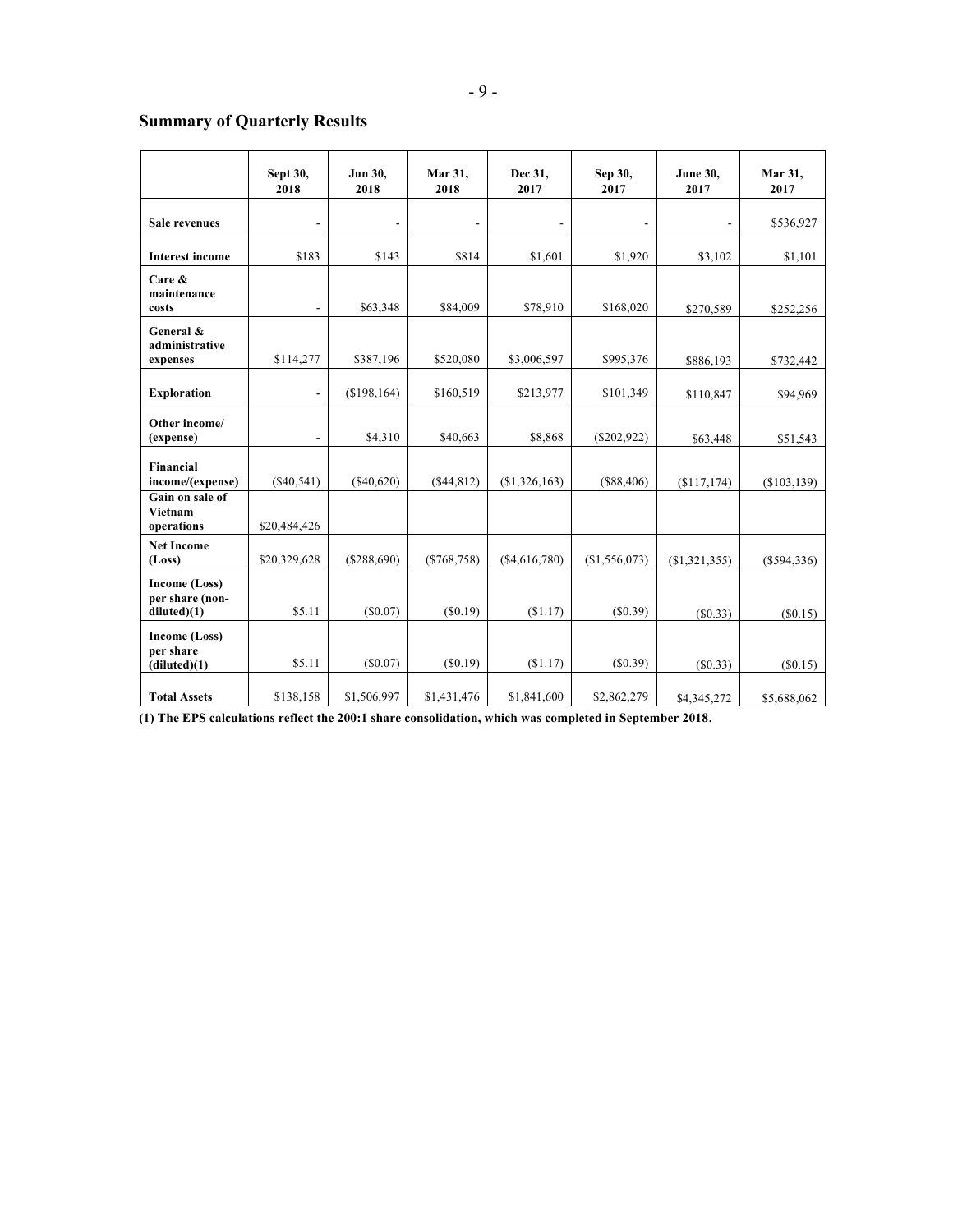## Summary of Quarterly Results

| | Sept 30, 2018 | Jun 30, 2018 | Mar 31, 2018 | Dec 31, 2017 | Sep 30, 2017 | June 30, 2017 | Mar 31, 2017 |
|---|---|---|---|---|---|---|---|
| **Sale revenues** | - | - | - | - | - | - | $536,927 |
| **Interest income** | $183 | $143 | $814 | $1,601 | $1,920 | $3,102 | $1,101 |
| **Care & maintenance costs** | - | $63,348 | $84,009 | $78,910 | $168,020 | $270,589 | $252,256 |
| **General & administrative expenses** | $114,277 | $387,196 | $520,080 | $3,006,597 | $995,376 | $886,193 | $732,442 |
| **Exploration** | - | ($198,164) | $160,519 | $213,977 | $101,349 | $110,847 | $94,969 |
| **Other income/ (expense)** | - | $4,310 | $40,663 | $8,868 | ($202,922) | $63,448 | $51,543 |
| **Financial income/(expense)** | ($40,541) | ($40,620) | ($44,812) | ($1,326,163) | ($88,406) | ($117,174) | ($103,139) |
| **Gain on sale of Vietnam operations** | $20,484,426 | | | | | | |
| **Net Income (Loss)** | $20,329,628 | ($288,690) | ($768,758) | ($4,616,780) | ($1,556,073) | ($1,321,355) | ($594,336) |
| **Income (Loss) per share (non-diluted)(1)** | $5.11 | ($0.07) | ($0.19) | ($1.17) | ($0.39) | ($0.33) | ($0.15) |
| **Income (Loss) per share (diluted)(1)** | $5.11 | ($0.07) | ($0.19) | ($1.17) | ($0.39) | ($0.33) | ($0.15) |
| **Total Assets** | $138,158 | $1,506,997 | $1,431,476 | $1,841,600 | $2,862,279 | $4,345,272 | $5,688,062 |

**(1) The EPS calculations reflect the 200:1 share consolidation, which was completed in September 2018.**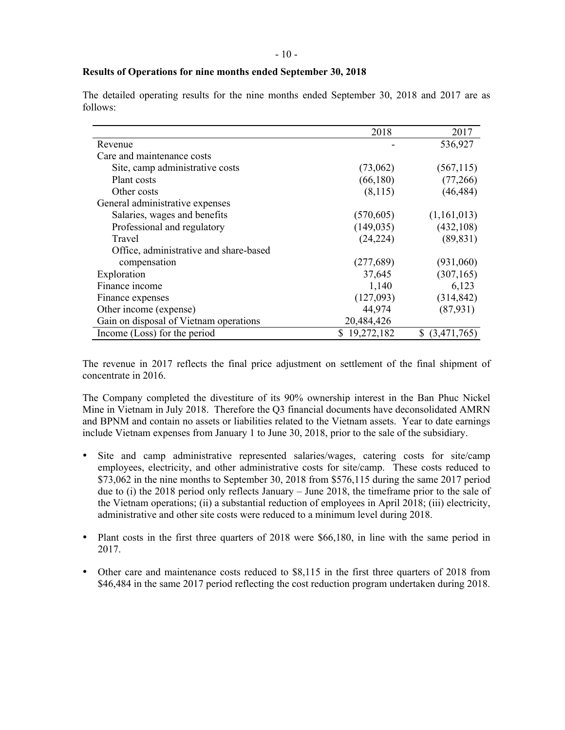**Results of Operations for nine months ended September 30, 2018**

The detailed operating results for the nine months ended September 30, 2018 and 2017 are as follows:

| | 2018 | 2017 |
|---|---|---|
| Revenue | - | 536,927 |
| Care and maintenance costs | | |
| Site, camp administrative costs | (73,062) | (567,115) |
| Plant costs | (66,180) | (77,266) |
| Other costs | (8,115) | (46,484) |
| General administrative expenses | | |
| Salaries, wages and benefits | (570,605) | (1,161,013) |
| Professional and regulatory | (149,035) | (432,108) |
| Travel | (24,224) | (89,831) |
| Office, administrative and share-based compensation | (277,689) | (931,060) |
| Exploration | 37,645 | (307,165) |
| Finance income | 1,140 | 6,123 |
| Finance expenses | (127,093) | (314,842) |
| Other income (expense) | 44,974 | (87,931) |
| Gain on disposal of Vietnam operations | 20,484,426 | |
| Income (Loss) for the period | $ 19,272,182 | $ (3,471,765) |

The revenue in 2017 reflects the final price adjustment on settlement of the final shipment of concentrate in 2016.

The Company completed the divestiture of its 90% ownership interest in the Ban Phuc Nickel Mine in Vietnam in July 2018. Therefore the Q3 financial documents have deconsolidated AMRN and BPNM and contain no assets or liabilities related to the Vietnam assets. Year to date earnings include Vietnam expenses from January 1 to June 30, 2018, prior to the sale of the subsidiary.

- Site and camp administrative represented salaries/wages, catering costs for site/camp employees, electricity, and other administrative costs for site/camp. These costs reduced to $73,062 in the nine months to September 30, 2018 from $576,115 during the same 2017 period due to (i) the 2018 period only reflects January – June 2018, the timeframe prior to the sale of the Vietnam operations; (ii) a substantial reduction of employees in April 2018; (iii) electricity, administrative and other site costs were reduced to a minimum level during 2018.

- Plant costs in the first three quarters of 2018 were $66,180, in line with the same period in 2017.

- Other care and maintenance costs reduced to $8,115 in the first three quarters of 2018 from $46,484 in the same 2017 period reflecting the cost reduction program undertaken during 2018.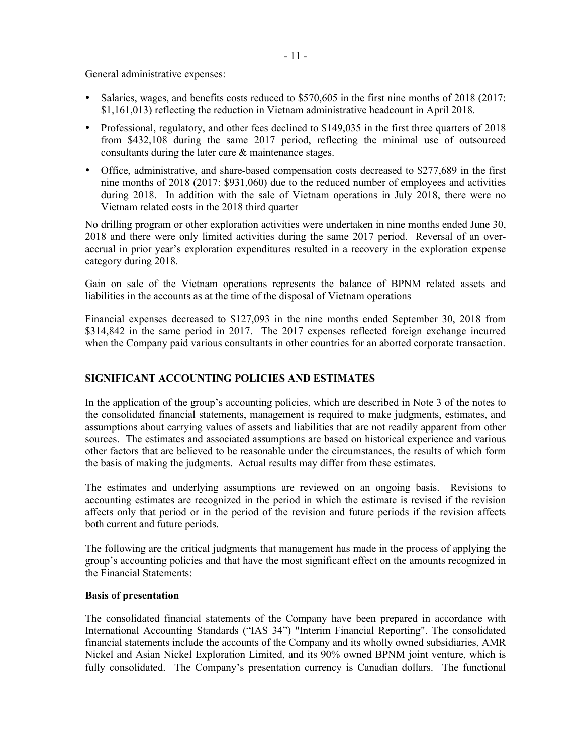General administrative expenses:

- Salaries, wages, and benefits costs reduced to $570,605 in the first nine months of 2018 (2017: $1,161,013) reflecting the reduction in Vietnam administrative headcount in April 2018.
- Professional, regulatory, and other fees declined to $149,035 in the first three quarters of 2018 from $432,108 during the same 2017 period, reflecting the minimal use of outsourced consultants during the later care & maintenance stages.
- Office, administrative, and share-based compensation costs decreased to $277,689 in the first nine months of 2018 (2017: $931,060) due to the reduced number of employees and activities during 2018. In addition with the sale of Vietnam operations in July 2018, there were no Vietnam related costs in the 2018 third quarter

No drilling program or other exploration activities were undertaken in nine months ended June 30, 2018 and there were only limited activities during the same 2017 period. Reversal of an over-accrual in prior year's exploration expenditures resulted in a recovery in the exploration expense category during 2018.

Gain on sale of the Vietnam operations represents the balance of BPNM related assets and liabilities in the accounts as at the time of the disposal of Vietnam operations

Financial expenses decreased to $127,093 in the nine months ended September 30, 2018 from $314,842 in the same period in 2017. The 2017 expenses reflected foreign exchange incurred when the Company paid various consultants in other countries for an aborted corporate transaction.

## SIGNIFICANT ACCOUNTING POLICIES AND ESTIMATES

In the application of the group's accounting policies, which are described in Note 3 of the notes to the consolidated financial statements, management is required to make judgments, estimates, and assumptions about carrying values of assets and liabilities that are not readily apparent from other sources. The estimates and associated assumptions are based on historical experience and various other factors that are believed to be reasonable under the circumstances, the results of which form the basis of making the judgments. Actual results may differ from these estimates.

The estimates and underlying assumptions are reviewed on an ongoing basis. Revisions to accounting estimates are recognized in the period in which the estimate is revised if the revision affects only that period or in the period of the revision and future periods if the revision affects both current and future periods.

The following are the critical judgments that management has made in the process of applying the group's accounting policies and that have the most significant effect on the amounts recognized in the Financial Statements:

### Basis of presentation

The consolidated financial statements of the Company have been prepared in accordance with International Accounting Standards ("IAS 34") "Interim Financial Reporting". The consolidated financial statements include the accounts of the Company and its wholly owned subsidiaries, AMR Nickel and Asian Nickel Exploration Limited, and its 90% owned BPNM joint venture, which is fully consolidated. The Company's presentation currency is Canadian dollars. The functional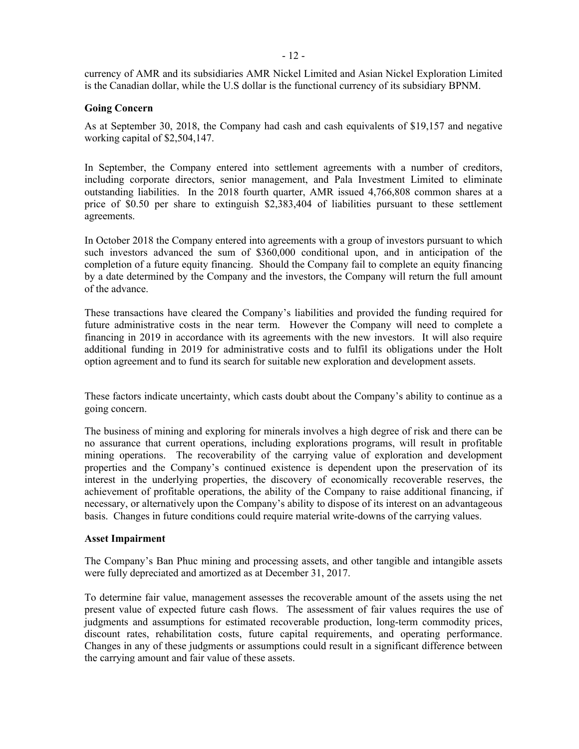currency of AMR and its subsidiaries AMR Nickel Limited and Asian Nickel Exploration Limited is the Canadian dollar, while the U.S dollar is the functional currency of its subsidiary BPNM.

### Going Concern

As at September 30, 2018, the Company had cash and cash equivalents of $19,157 and negative working capital of $2,504,147.

In September, the Company entered into settlement agreements with a number of creditors, including corporate directors, senior management, and Pala Investment Limited to eliminate outstanding liabilities. In the 2018 fourth quarter, AMR issued 4,766,808 common shares at a price of $0.50 per share to extinguish $2,383,404 of liabilities pursuant to these settlement agreements.

In October 2018 the Company entered into agreements with a group of investors pursuant to which such investors advanced the sum of $360,000 conditional upon, and in anticipation of the completion of a future equity financing. Should the Company fail to complete an equity financing by a date determined by the Company and the investors, the Company will return the full amount of the advance.

These transactions have cleared the Company's liabilities and provided the funding required for future administrative costs in the near term. However the Company will need to complete a financing in 2019 in accordance with its agreements with the new investors. It will also require additional funding in 2019 for administrative costs and to fulfil its obligations under the Holt option agreement and to fund its search for suitable new exploration and development assets.

These factors indicate uncertainty, which casts doubt about the Company's ability to continue as a going concern.

The business of mining and exploring for minerals involves a high degree of risk and there can be no assurance that current operations, including explorations programs, will result in profitable mining operations. The recoverability of the carrying value of exploration and development properties and the Company's continued existence is dependent upon the preservation of its interest in the underlying properties, the discovery of economically recoverable reserves, the achievement of profitable operations, the ability of the Company to raise additional financing, if necessary, or alternatively upon the Company's ability to dispose of its interest on an advantageous basis. Changes in future conditions could require material write-downs of the carrying values.

### Asset Impairment

The Company's Ban Phuc mining and processing assets, and other tangible and intangible assets were fully depreciated and amortized as at December 31, 2017.

To determine fair value, management assesses the recoverable amount of the assets using the net present value of expected future cash flows. The assessment of fair values requires the use of judgments and assumptions for estimated recoverable production, long-term commodity prices, discount rates, rehabilitation costs, future capital requirements, and operating performance. Changes in any of these judgments or assumptions could result in a significant difference between the carrying amount and fair value of these assets.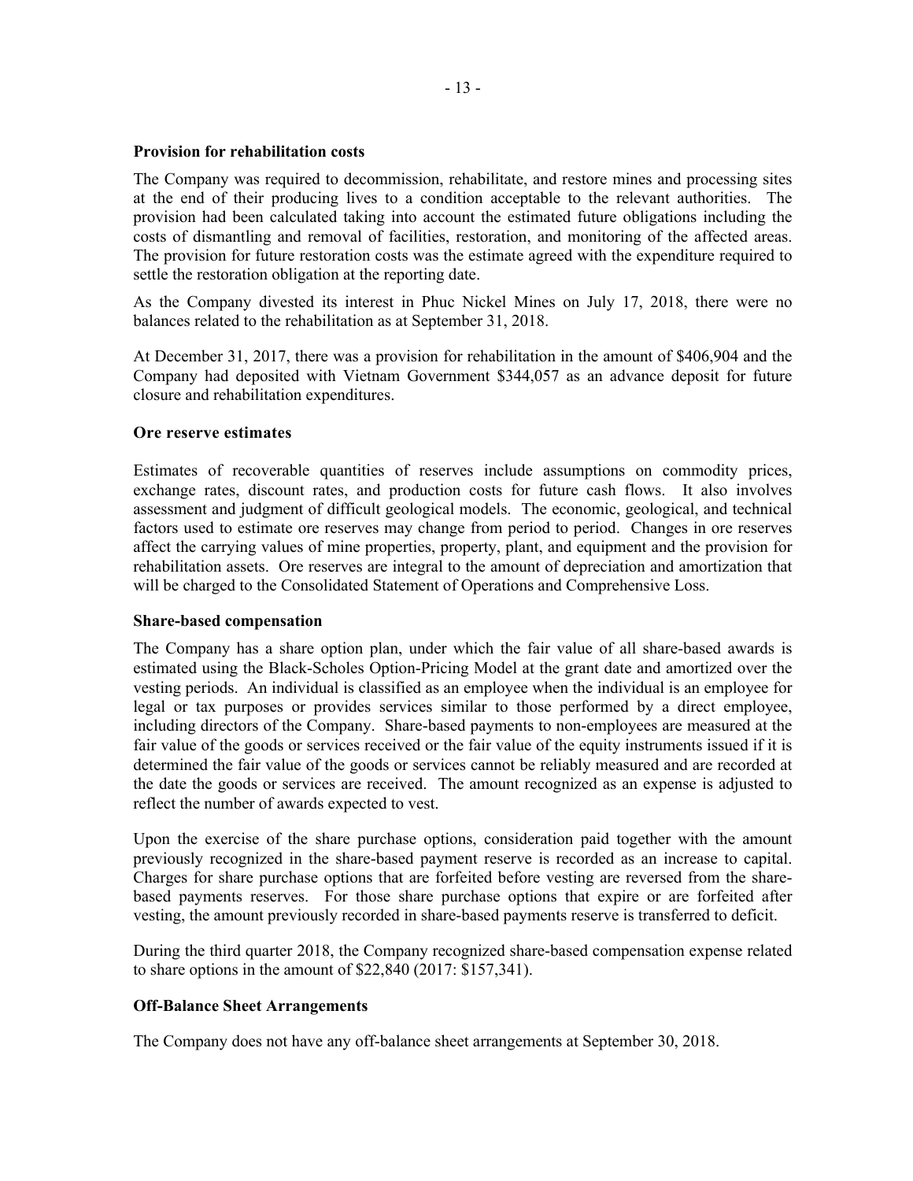**Provision for rehabilitation costs**

The Company was required to decommission, rehabilitate, and restore mines and processing sites at the end of their producing lives to a condition acceptable to the relevant authorities. The provision had been calculated taking into account the estimated future obligations including the costs of dismantling and removal of facilities, restoration, and monitoring of the affected areas. The provision for future restoration costs was the estimate agreed with the expenditure required to settle the restoration obligation at the reporting date.

As the Company divested its interest in Phuc Nickel Mines on July 17, 2018, there were no balances related to the rehabilitation as at September 31, 2018.

At December 31, 2017, there was a provision for rehabilitation in the amount of $406,904 and the Company had deposited with Vietnam Government $344,057 as an advance deposit for future closure and rehabilitation expenditures.

**Ore reserve estimates**

Estimates of recoverable quantities of reserves include assumptions on commodity prices, exchange rates, discount rates, and production costs for future cash flows. It also involves assessment and judgment of difficult geological models. The economic, geological, and technical factors used to estimate ore reserves may change from period to period. Changes in ore reserves affect the carrying values of mine properties, property, plant, and equipment and the provision for rehabilitation assets. Ore reserves are integral to the amount of depreciation and amortization that will be charged to the Consolidated Statement of Operations and Comprehensive Loss.

**Share-based compensation**

The Company has a share option plan, under which the fair value of all share-based awards is estimated using the Black-Scholes Option-Pricing Model at the grant date and amortized over the vesting periods. An individual is classified as an employee when the individual is an employee for legal or tax purposes or provides services similar to those performed by a direct employee, including directors of the Company. Share-based payments to non-employees are measured at the fair value of the goods or services received or the fair value of the equity instruments issued if it is determined the fair value of the goods or services cannot be reliably measured and are recorded at the date the goods or services are received. The amount recognized as an expense is adjusted to reflect the number of awards expected to vest.

Upon the exercise of the share purchase options, consideration paid together with the amount previously recognized in the share-based payment reserve is recorded as an increase to capital. Charges for share purchase options that are forfeited before vesting are reversed from the share-based payments reserves. For those share purchase options that expire or are forfeited after vesting, the amount previously recorded in share-based payments reserve is transferred to deficit.

During the third quarter 2018, the Company recognized share-based compensation expense related to share options in the amount of $22,840 (2017: $157,341).

**Off-Balance Sheet Arrangements**

The Company does not have any off-balance sheet arrangements at September 30, 2018.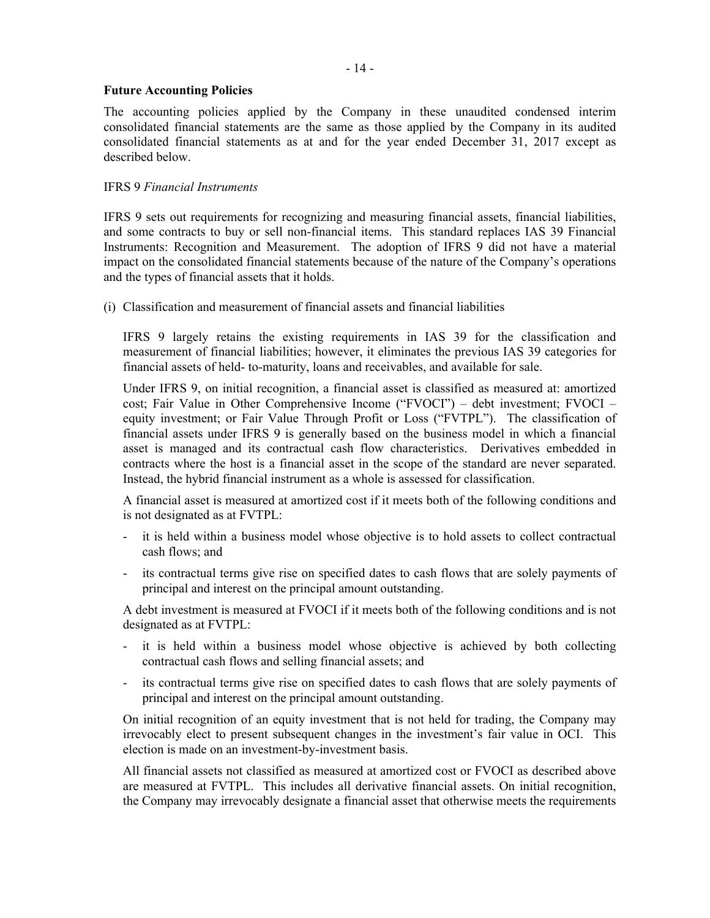**Future Accounting Policies**

The accounting policies applied by the Company in these unaudited condensed interim consolidated financial statements are the same as those applied by the Company in its audited consolidated financial statements as at and for the year ended December 31, 2017 except as described below.

IFRS 9 *Financial Instruments*

IFRS 9 sets out requirements for recognizing and measuring financial assets, financial liabilities, and some contracts to buy or sell non-financial items. This standard replaces IAS 39 Financial Instruments: Recognition and Measurement. The adoption of IFRS 9 did not have a material impact on the consolidated financial statements because of the nature of the Company's operations and the types of financial assets that it holds.

(i) Classification and measurement of financial assets and financial liabilities

IFRS 9 largely retains the existing requirements in IAS 39 for the classification and measurement of financial liabilities; however, it eliminates the previous IAS 39 categories for financial assets of held- to-maturity, loans and receivables, and available for sale.

Under IFRS 9, on initial recognition, a financial asset is classified as measured at: amortized cost; Fair Value in Other Comprehensive Income ("FVOCI") – debt investment; FVOCI – equity investment; or Fair Value Through Profit or Loss ("FVTPL"). The classification of financial assets under IFRS 9 is generally based on the business model in which a financial asset is managed and its contractual cash flow characteristics. Derivatives embedded in contracts where the host is a financial asset in the scope of the standard are never separated. Instead, the hybrid financial instrument as a whole is assessed for classification.

A financial asset is measured at amortized cost if it meets both of the following conditions and is not designated as at FVTPL:

- it is held within a business model whose objective is to hold assets to collect contractual cash flows; and
- its contractual terms give rise on specified dates to cash flows that are solely payments of principal and interest on the principal amount outstanding.

A debt investment is measured at FVOCI if it meets both of the following conditions and is not designated as at FVTPL:

- it is held within a business model whose objective is achieved by both collecting contractual cash flows and selling financial assets; and
- its contractual terms give rise on specified dates to cash flows that are solely payments of principal and interest on the principal amount outstanding.

On initial recognition of an equity investment that is not held for trading, the Company may irrevocably elect to present subsequent changes in the investment's fair value in OCI. This election is made on an investment-by-investment basis.

All financial assets not classified as measured at amortized cost or FVOCI as described above are measured at FVTPL. This includes all derivative financial assets. On initial recognition, the Company may irrevocably designate a financial asset that otherwise meets the requirements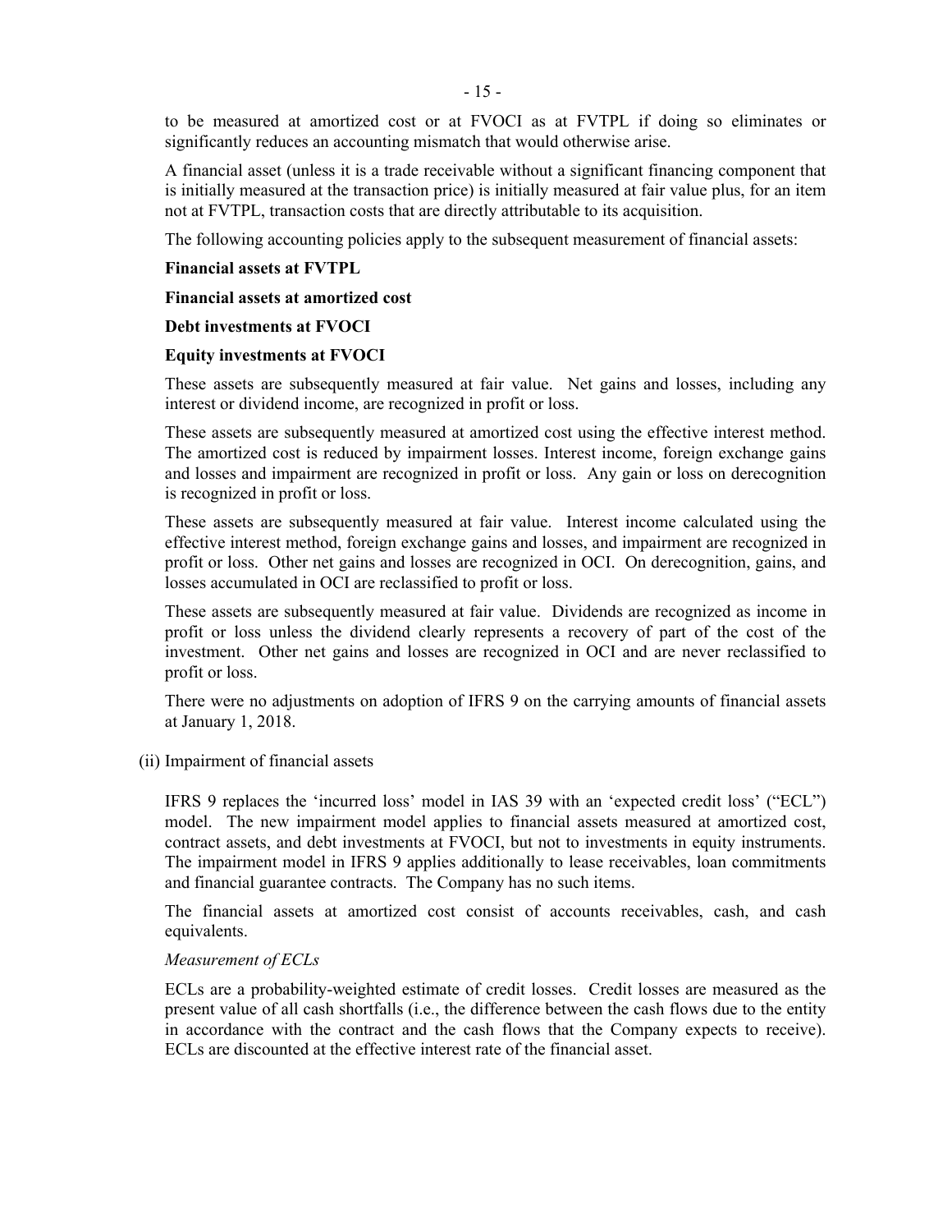to be measured at amortized cost or at FVOCI as at FVTPL if doing so eliminates or significantly reduces an accounting mismatch that would otherwise arise.

A financial asset (unless it is a trade receivable without a significant financing component that is initially measured at the transaction price) is initially measured at fair value plus, for an item not at FVTPL, transaction costs that are directly attributable to its acquisition.

The following accounting policies apply to the subsequent measurement of financial assets:

**Financial assets at FVTPL**

**Financial assets at amortized cost**

**Debt investments at FVOCI**

**Equity investments at FVOCI**

These assets are subsequently measured at fair value. Net gains and losses, including any interest or dividend income, are recognized in profit or loss.

These assets are subsequently measured at amortized cost using the effective interest method. The amortized cost is reduced by impairment losses. Interest income, foreign exchange gains and losses and impairment are recognized in profit or loss. Any gain or loss on derecognition is recognized in profit or loss.

These assets are subsequently measured at fair value. Interest income calculated using the effective interest method, foreign exchange gains and losses, and impairment are recognized in profit or loss. Other net gains and losses are recognized in OCI. On derecognition, gains, and losses accumulated in OCI are reclassified to profit or loss.

These assets are subsequently measured at fair value. Dividends are recognized as income in profit or loss unless the dividend clearly represents a recovery of part of the cost of the investment. Other net gains and losses are recognized in OCI and are never reclassified to profit or loss.

There were no adjustments on adoption of IFRS 9 on the carrying amounts of financial assets at January 1, 2018.

(ii) Impairment of financial assets

IFRS 9 replaces the 'incurred loss' model in IAS 39 with an 'expected credit loss' ("ECL") model. The new impairment model applies to financial assets measured at amortized cost, contract assets, and debt investments at FVOCI, but not to investments in equity instruments. The impairment model in IFRS 9 applies additionally to lease receivables, loan commitments and financial guarantee contracts. The Company has no such items.

The financial assets at amortized cost consist of accounts receivables, cash, and cash equivalents.

*Measurement of ECLs*

ECLs are a probability-weighted estimate of credit losses. Credit losses are measured as the present value of all cash shortfalls (i.e., the difference between the cash flows due to the entity in accordance with the contract and the cash flows that the Company expects to receive). ECLs are discounted at the effective interest rate of the financial asset.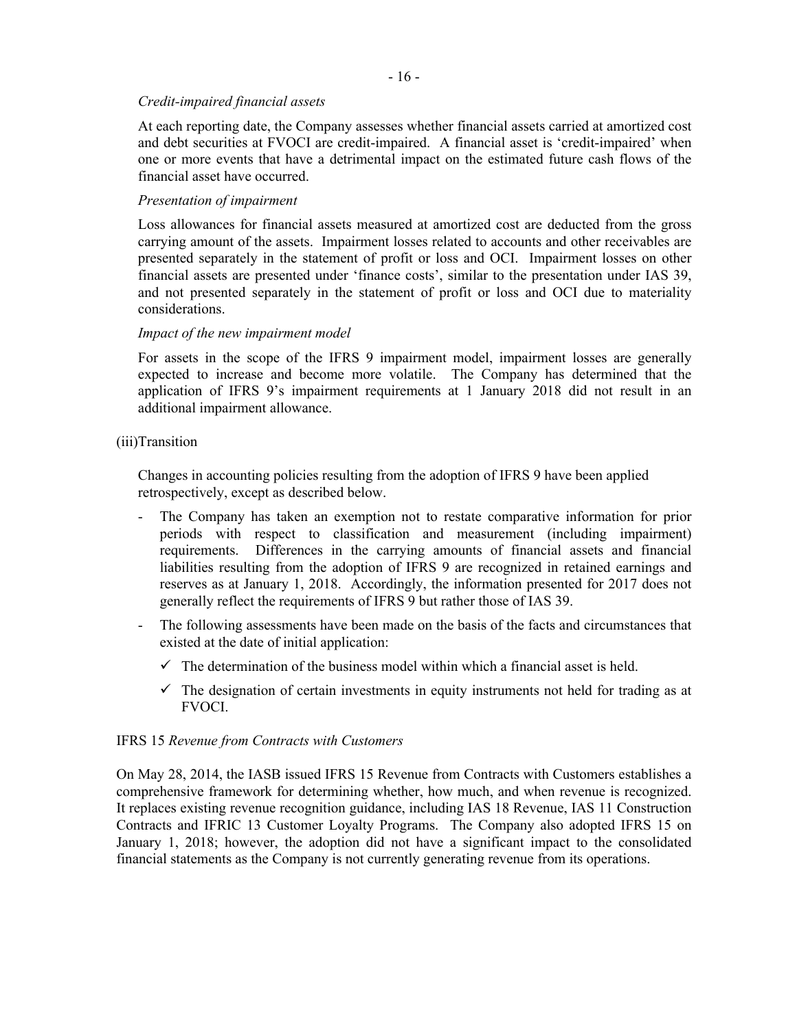*Credit-impaired financial assets*

At each reporting date, the Company assesses whether financial assets carried at amortized cost and debt securities at FVOCI are credit-impaired. A financial asset is 'credit-impaired' when one or more events that have a detrimental impact on the estimated future cash flows of the financial asset have occurred.

*Presentation of impairment*

Loss allowances for financial assets measured at amortized cost are deducted from the gross carrying amount of the assets. Impairment losses related to accounts and other receivables are presented separately in the statement of profit or loss and OCI. Impairment losses on other financial assets are presented under 'finance costs', similar to the presentation under IAS 39, and not presented separately in the statement of profit or loss and OCI due to materiality considerations.

*Impact of the new impairment model*

For assets in the scope of the IFRS 9 impairment model, impairment losses are generally expected to increase and become more volatile. The Company has determined that the application of IFRS 9's impairment requirements at 1 January 2018 did not result in an additional impairment allowance.

(iii)Transition

Changes in accounting policies resulting from the adoption of IFRS 9 have been applied retrospectively, except as described below.

- The Company has taken an exemption not to restate comparative information for prior periods with respect to classification and measurement (including impairment) requirements. Differences in the carrying amounts of financial assets and financial liabilities resulting from the adoption of IFRS 9 are recognized in retained earnings and reserves as at January 1, 2018. Accordingly, the information presented for 2017 does not generally reflect the requirements of IFRS 9 but rather those of IAS 39.
- The following assessments have been made on the basis of the facts and circumstances that existed at the date of initial application:
  - ✓ The determination of the business model within which a financial asset is held.
  - ✓ The designation of certain investments in equity instruments not held for trading as at FVOCI.

IFRS 15 *Revenue from Contracts with Customers*

On May 28, 2014, the IASB issued IFRS 15 Revenue from Contracts with Customers establishes a comprehensive framework for determining whether, how much, and when revenue is recognized. It replaces existing revenue recognition guidance, including IAS 18 Revenue, IAS 11 Construction Contracts and IFRIC 13 Customer Loyalty Programs. The Company also adopted IFRS 15 on January 1, 2018; however, the adoption did not have a significant impact to the consolidated financial statements as the Company is not currently generating revenue from its operations.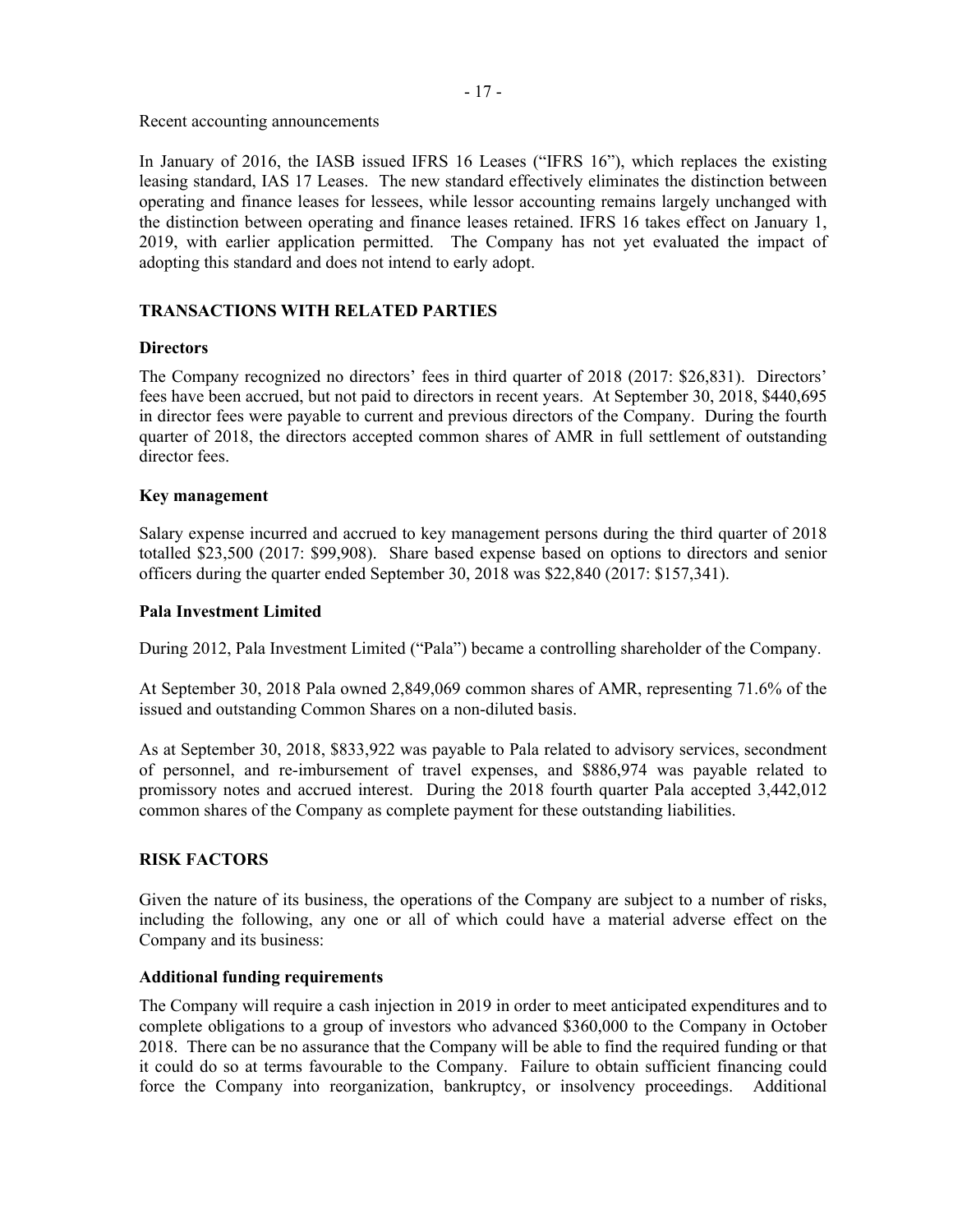Recent accounting announcements

In January of 2016, the IASB issued IFRS 16 Leases ("IFRS 16"), which replaces the existing leasing standard, IAS 17 Leases. The new standard effectively eliminates the distinction between operating and finance leases for lessees, while lessor accounting remains largely unchanged with the distinction between operating and finance leases retained. IFRS 16 takes effect on January 1, 2019, with earlier application permitted. The Company has not yet evaluated the impact of adopting this standard and does not intend to early adopt.

## TRANSACTIONS WITH RELATED PARTIES

### Directors

The Company recognized no directors' fees in third quarter of 2018 (2017: $26,831). Directors' fees have been accrued, but not paid to directors in recent years. At September 30, 2018, $440,695 in director fees were payable to current and previous directors of the Company. During the fourth quarter of 2018, the directors accepted common shares of AMR in full settlement of outstanding director fees.

### Key management

Salary expense incurred and accrued to key management persons during the third quarter of 2018 totalled $23,500 (2017: $99,908). Share based expense based on options to directors and senior officers during the quarter ended September 30, 2018 was $22,840 (2017: $157,341).

### Pala Investment Limited

During 2012, Pala Investment Limited ("Pala") became a controlling shareholder of the Company.

At September 30, 2018 Pala owned 2,849,069 common shares of AMR, representing 71.6% of the issued and outstanding Common Shares on a non-diluted basis.

As at September 30, 2018, $833,922 was payable to Pala related to advisory services, secondment of personnel, and re-imbursement of travel expenses, and $886,974 was payable related to promissory notes and accrued interest. During the 2018 fourth quarter Pala accepted 3,442,012 common shares of the Company as complete payment for these outstanding liabilities.

## RISK FACTORS

Given the nature of its business, the operations of the Company are subject to a number of risks, including the following, any one or all of which could have a material adverse effect on the Company and its business:

### Additional funding requirements

The Company will require a cash injection in 2019 in order to meet anticipated expenditures and to complete obligations to a group of investors who advanced $360,000 to the Company in October 2018. There can be no assurance that the Company will be able to find the required funding or that it could do so at terms favourable to the Company. Failure to obtain sufficient financing could force the Company into reorganization, bankruptcy, or insolvency proceedings. Additional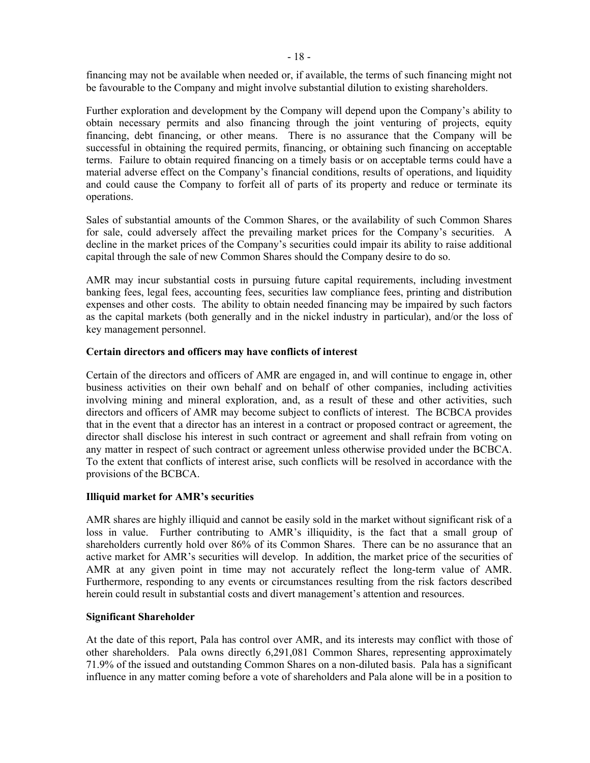financing may not be available when needed or, if available, the terms of such financing might not be favourable to the Company and might involve substantial dilution to existing shareholders.

Further exploration and development by the Company will depend upon the Company's ability to obtain necessary permits and also financing through the joint venturing of projects, equity financing, debt financing, or other means. There is no assurance that the Company will be successful in obtaining the required permits, financing, or obtaining such financing on acceptable terms. Failure to obtain required financing on a timely basis or on acceptable terms could have a material adverse effect on the Company's financial conditions, results of operations, and liquidity and could cause the Company to forfeit all of parts of its property and reduce or terminate its operations.

Sales of substantial amounts of the Common Shares, or the availability of such Common Shares for sale, could adversely affect the prevailing market prices for the Company's securities. A decline in the market prices of the Company's securities could impair its ability to raise additional capital through the sale of new Common Shares should the Company desire to do so.

AMR may incur substantial costs in pursuing future capital requirements, including investment banking fees, legal fees, accounting fees, securities law compliance fees, printing and distribution expenses and other costs. The ability to obtain needed financing may be impaired by such factors as the capital markets (both generally and in the nickel industry in particular), and/or the loss of key management personnel.

**Certain directors and officers may have conflicts of interest**

Certain of the directors and officers of AMR are engaged in, and will continue to engage in, other business activities on their own behalf and on behalf of other companies, including activities involving mining and mineral exploration, and, as a result of these and other activities, such directors and officers of AMR may become subject to conflicts of interest. The BCBCA provides that in the event that a director has an interest in a contract or proposed contract or agreement, the director shall disclose his interest in such contract or agreement and shall refrain from voting on any matter in respect of such contract or agreement unless otherwise provided under the BCBCA. To the extent that conflicts of interest arise, such conflicts will be resolved in accordance with the provisions of the BCBCA.

**Illiquid market for AMR's securities**

AMR shares are highly illiquid and cannot be easily sold in the market without significant risk of a loss in value. Further contributing to AMR's illiquidity, is the fact that a small group of shareholders currently hold over 86% of its Common Shares. There can be no assurance that an active market for AMR's securities will develop. In addition, the market price of the securities of AMR at any given point in time may not accurately reflect the long-term value of AMR. Furthermore, responding to any events or circumstances resulting from the risk factors described herein could result in substantial costs and divert management's attention and resources.

**Significant Shareholder**

At the date of this report, Pala has control over AMR, and its interests may conflict with those of other shareholders. Pala owns directly 6,291,081 Common Shares, representing approximately 71.9% of the issued and outstanding Common Shares on a non-diluted basis. Pala has a significant influence in any matter coming before a vote of shareholders and Pala alone will be in a position to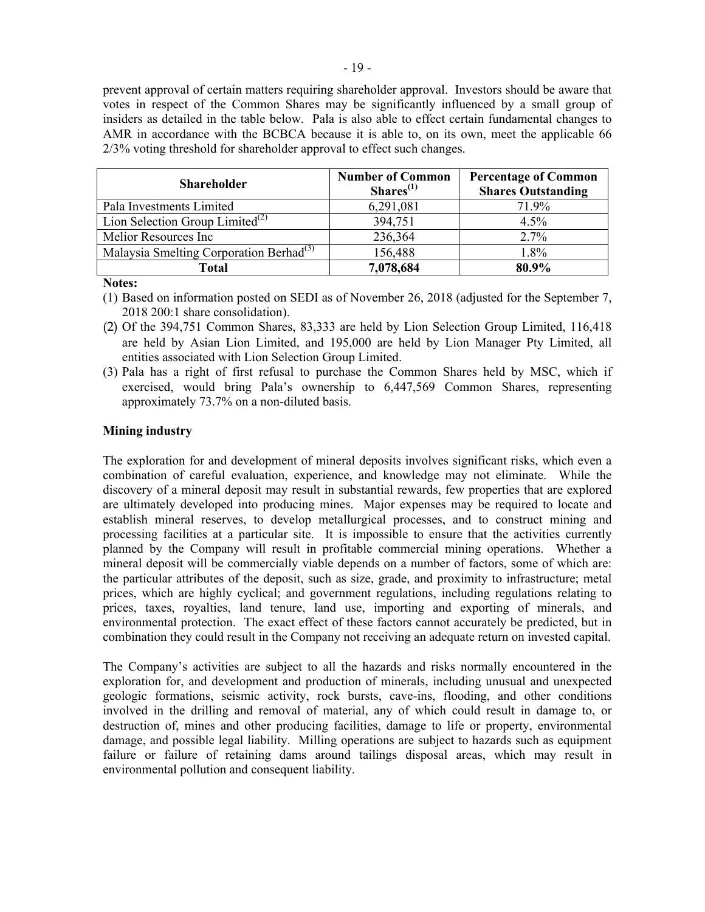prevent approval of certain matters requiring shareholder approval. Investors should be aware that votes in respect of the Common Shares may be significantly influenced by a small group of insiders as detailed in the table below. Pala is also able to effect certain fundamental changes to AMR in accordance with the BCBCA because it is able to, on its own, meet the applicable 66 2/3% voting threshold for shareholder approval to effect such changes.

| Shareholder | Number of Common Shares[(1)] | Percentage of Common Shares Outstanding |
|---|---|---|
| Pala Investments Limited | 6,291,081 | 71.9% |
| Lion Selection Group Limited[(2)] | 394,751 | 4.5% |
| Melior Resources Inc | 236,364 | 2.7% |
| Malaysia Smelting Corporation Berhad[(3)] | 156,488 | 1.8% |
| **Total** | **7,078,684** | **80.9%** |

**Notes:**

(1) Based on information posted on SEDI as of November 26, 2018 (adjusted for the September 7, 2018 200:1 share consolidation).

(2) Of the 394,751 Common Shares, 83,333 are held by Lion Selection Group Limited, 116,418 are held by Asian Lion Limited, and 195,000 are held by Lion Manager Pty Limited, all entities associated with Lion Selection Group Limited.

(3) Pala has a right of first refusal to purchase the Common Shares held by MSC, which if exercised, would bring Pala's ownership to 6,447,569 Common Shares, representing approximately 73.7% on a non-diluted basis.

**Mining industry**

The exploration for and development of mineral deposits involves significant risks, which even a combination of careful evaluation, experience, and knowledge may not eliminate. While the discovery of a mineral deposit may result in substantial rewards, few properties that are explored are ultimately developed into producing mines. Major expenses may be required to locate and establish mineral reserves, to develop metallurgical processes, and to construct mining and processing facilities at a particular site. It is impossible to ensure that the activities currently planned by the Company will result in profitable commercial mining operations. Whether a mineral deposit will be commercially viable depends on a number of factors, some of which are: the particular attributes of the deposit, such as size, grade, and proximity to infrastructure; metal prices, which are highly cyclical; and government regulations, including regulations relating to prices, taxes, royalties, land tenure, land use, importing and exporting of minerals, and environmental protection. The exact effect of these factors cannot accurately be predicted, but in combination they could result in the Company not receiving an adequate return on invested capital.

The Company's activities are subject to all the hazards and risks normally encountered in the exploration for, and development and production of minerals, including unusual and unexpected geologic formations, seismic activity, rock bursts, cave-ins, flooding, and other conditions involved in the drilling and removal of material, any of which could result in damage to, or destruction of, mines and other producing facilities, damage to life or property, environmental damage, and possible legal liability. Milling operations are subject to hazards such as equipment failure or failure of retaining dams around tailings disposal areas, which may result in environmental pollution and consequent liability.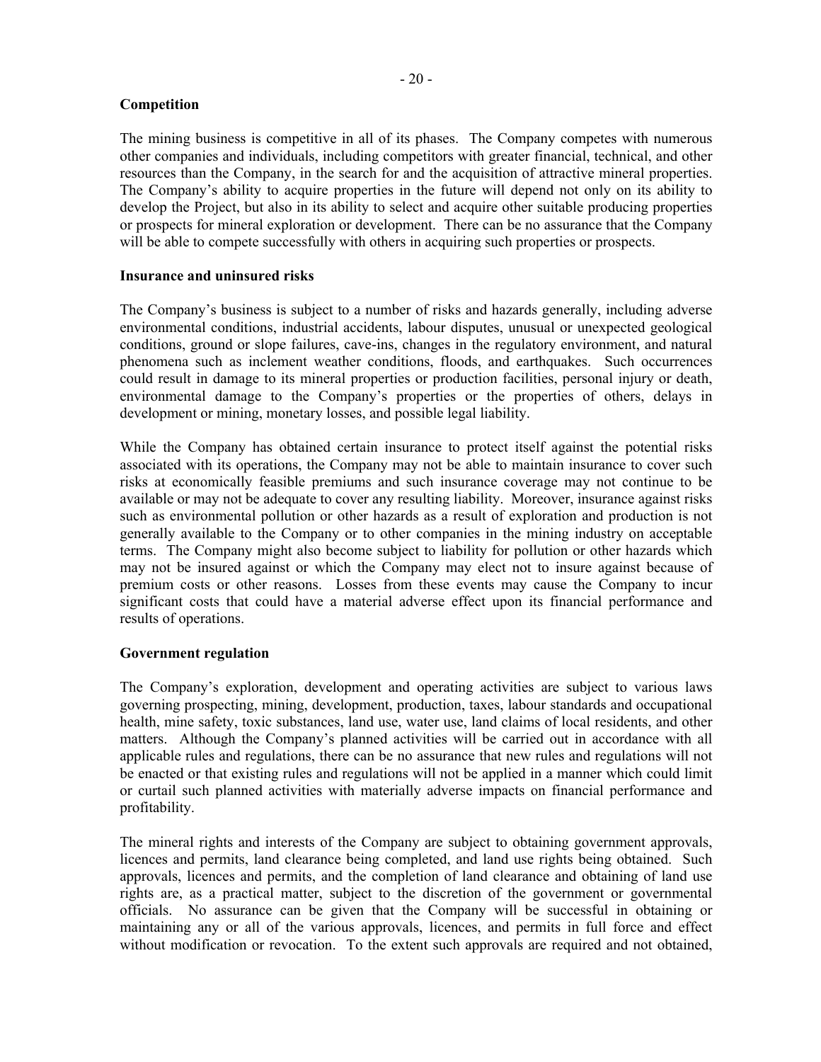**Competition**

The mining business is competitive in all of its phases. The Company competes with numerous other companies and individuals, including competitors with greater financial, technical, and other resources than the Company, in the search for and the acquisition of attractive mineral properties. The Company's ability to acquire properties in the future will depend not only on its ability to develop the Project, but also in its ability to select and acquire other suitable producing properties or prospects for mineral exploration or development. There can be no assurance that the Company will be able to compete successfully with others in acquiring such properties or prospects.

**Insurance and uninsured risks**

The Company's business is subject to a number of risks and hazards generally, including adverse environmental conditions, industrial accidents, labour disputes, unusual or unexpected geological conditions, ground or slope failures, cave-ins, changes in the regulatory environment, and natural phenomena such as inclement weather conditions, floods, and earthquakes. Such occurrences could result in damage to its mineral properties or production facilities, personal injury or death, environmental damage to the Company's properties or the properties of others, delays in development or mining, monetary losses, and possible legal liability.

While the Company has obtained certain insurance to protect itself against the potential risks associated with its operations, the Company may not be able to maintain insurance to cover such risks at economically feasible premiums and such insurance coverage may not continue to be available or may not be adequate to cover any resulting liability. Moreover, insurance against risks such as environmental pollution or other hazards as a result of exploration and production is not generally available to the Company or to other companies in the mining industry on acceptable terms. The Company might also become subject to liability for pollution or other hazards which may not be insured against or which the Company may elect not to insure against because of premium costs or other reasons. Losses from these events may cause the Company to incur significant costs that could have a material adverse effect upon its financial performance and results of operations.

**Government regulation**

The Company's exploration, development and operating activities are subject to various laws governing prospecting, mining, development, production, taxes, labour standards and occupational health, mine safety, toxic substances, land use, water use, land claims of local residents, and other matters. Although the Company's planned activities will be carried out in accordance with all applicable rules and regulations, there can be no assurance that new rules and regulations will not be enacted or that existing rules and regulations will not be applied in a manner which could limit or curtail such planned activities with materially adverse impacts on financial performance and profitability.

The mineral rights and interests of the Company are subject to obtaining government approvals, licences and permits, land clearance being completed, and land use rights being obtained. Such approvals, licences and permits, and the completion of land clearance and obtaining of land use rights are, as a practical matter, subject to the discretion of the government or governmental officials. No assurance can be given that the Company will be successful in obtaining or maintaining any or all of the various approvals, licences, and permits in full force and effect without modification or revocation. To the extent such approvals are required and not obtained,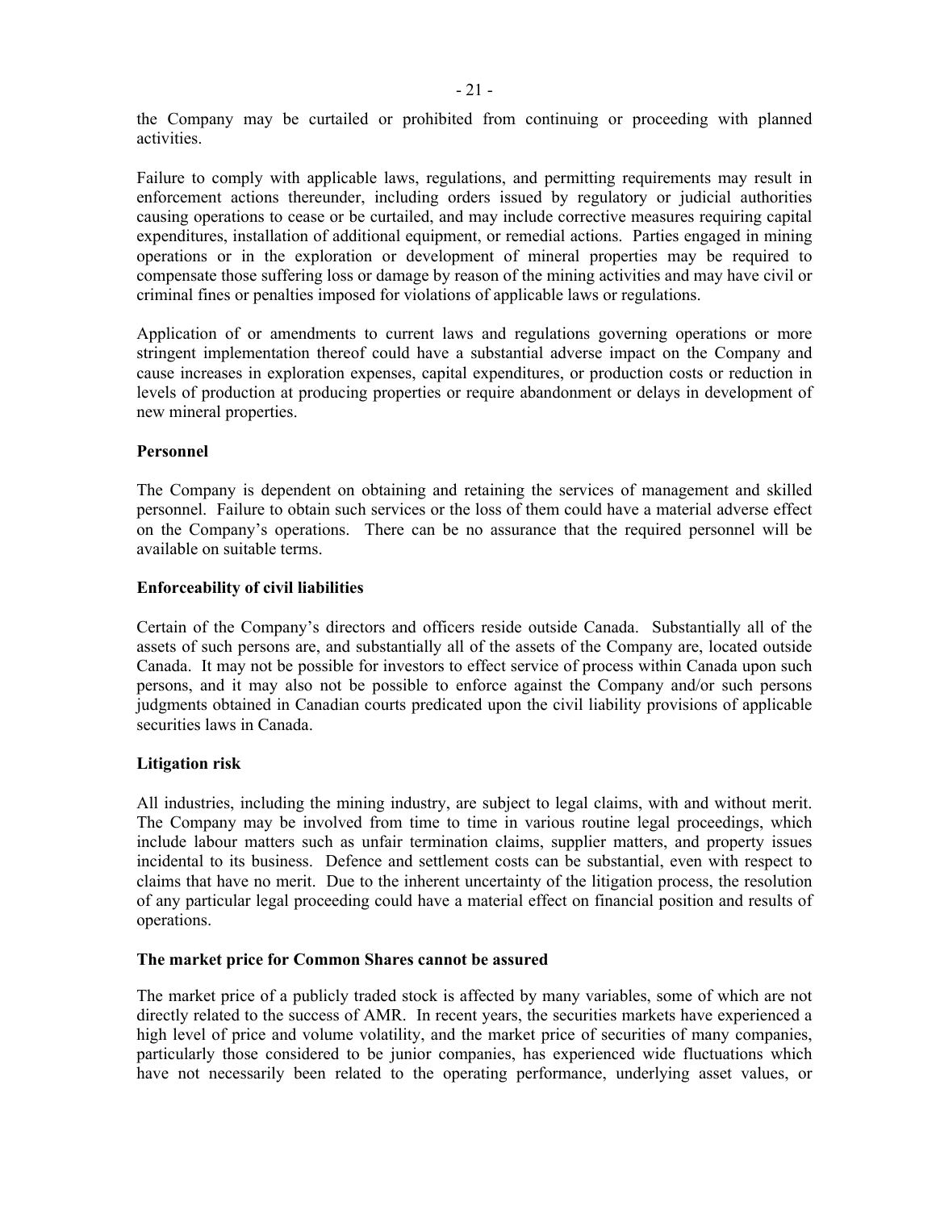the Company may be curtailed or prohibited from continuing or proceeding with planned activities.

Failure to comply with applicable laws, regulations, and permitting requirements may result in enforcement actions thereunder, including orders issued by regulatory or judicial authorities causing operations to cease or be curtailed, and may include corrective measures requiring capital expenditures, installation of additional equipment, or remedial actions. Parties engaged in mining operations or in the exploration or development of mineral properties may be required to compensate those suffering loss or damage by reason of the mining activities and may have civil or criminal fines or penalties imposed for violations of applicable laws or regulations.

Application of or amendments to current laws and regulations governing operations or more stringent implementation thereof could have a substantial adverse impact on the Company and cause increases in exploration expenses, capital expenditures, or production costs or reduction in levels of production at producing properties or require abandonment or delays in development of new mineral properties.

**Personnel**

The Company is dependent on obtaining and retaining the services of management and skilled personnel. Failure to obtain such services or the loss of them could have a material adverse effect on the Company's operations. There can be no assurance that the required personnel will be available on suitable terms.

**Enforceability of civil liabilities**

Certain of the Company's directors and officers reside outside Canada. Substantially all of the assets of such persons are, and substantially all of the assets of the Company are, located outside Canada. It may not be possible for investors to effect service of process within Canada upon such persons, and it may also not be possible to enforce against the Company and/or such persons judgments obtained in Canadian courts predicated upon the civil liability provisions of applicable securities laws in Canada.

**Litigation risk**

All industries, including the mining industry, are subject to legal claims, with and without merit. The Company may be involved from time to time in various routine legal proceedings, which include labour matters such as unfair termination claims, supplier matters, and property issues incidental to its business. Defence and settlement costs can be substantial, even with respect to claims that have no merit. Due to the inherent uncertainty of the litigation process, the resolution of any particular legal proceeding could have a material effect on financial position and results of operations.

**The market price for Common Shares cannot be assured**

The market price of a publicly traded stock is affected by many variables, some of which are not directly related to the success of AMR. In recent years, the securities markets have experienced a high level of price and volume volatility, and the market price of securities of many companies, particularly those considered to be junior companies, has experienced wide fluctuations which have not necessarily been related to the operating performance, underlying asset values, or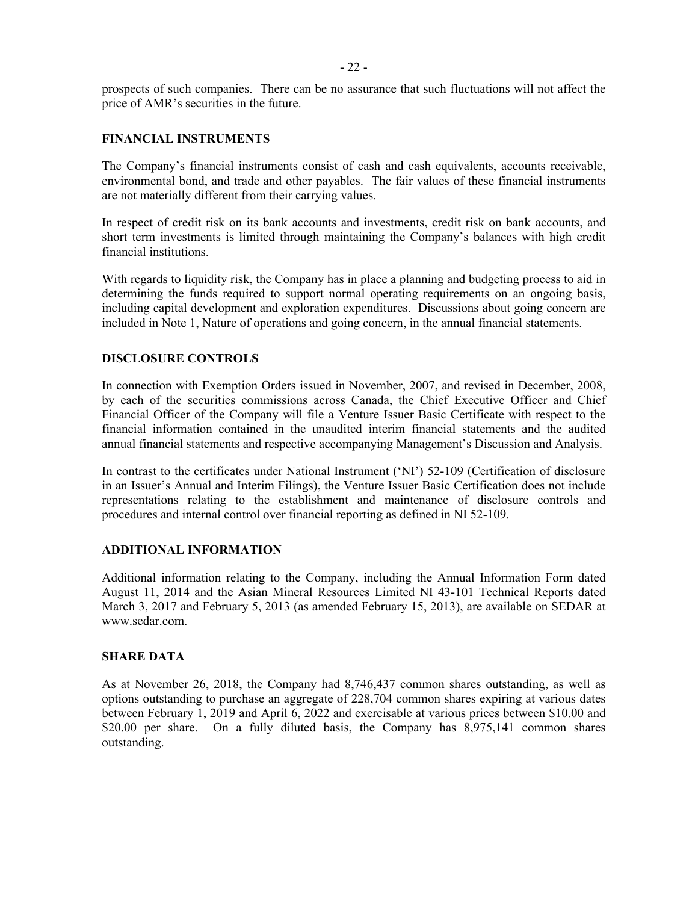prospects of such companies. There can be no assurance that such fluctuations will not affect the price of AMR's securities in the future.

## FINANCIAL INSTRUMENTS

The Company's financial instruments consist of cash and cash equivalents, accounts receivable, environmental bond, and trade and other payables. The fair values of these financial instruments are not materially different from their carrying values.

In respect of credit risk on its bank accounts and investments, credit risk on bank accounts, and short term investments is limited through maintaining the Company's balances with high credit financial institutions.

With regards to liquidity risk, the Company has in place a planning and budgeting process to aid in determining the funds required to support normal operating requirements on an ongoing basis, including capital development and exploration expenditures. Discussions about going concern are included in Note 1, Nature of operations and going concern, in the annual financial statements.

## DISCLOSURE CONTROLS

In connection with Exemption Orders issued in November, 2007, and revised in December, 2008, by each of the securities commissions across Canada, the Chief Executive Officer and Chief Financial Officer of the Company will file a Venture Issuer Basic Certificate with respect to the financial information contained in the unaudited interim financial statements and the audited annual financial statements and respective accompanying Management's Discussion and Analysis.

In contrast to the certificates under National Instrument ('NI') 52-109 (Certification of disclosure in an Issuer's Annual and Interim Filings), the Venture Issuer Basic Certification does not include representations relating to the establishment and maintenance of disclosure controls and procedures and internal control over financial reporting as defined in NI 52-109.

## ADDITIONAL INFORMATION

Additional information relating to the Company, including the Annual Information Form dated August 11, 2014 and the Asian Mineral Resources Limited NI 43-101 Technical Reports dated March 3, 2017 and February 5, 2013 (as amended February 15, 2013), are available on SEDAR at www.sedar.com.

## SHARE DATA

As at November 26, 2018, the Company had 8,746,437 common shares outstanding, as well as options outstanding to purchase an aggregate of 228,704 common shares expiring at various dates between February 1, 2019 and April 6, 2022 and exercisable at various prices between $10.00 and $20.00 per share. On a fully diluted basis, the Company has 8,975,141 common shares outstanding.